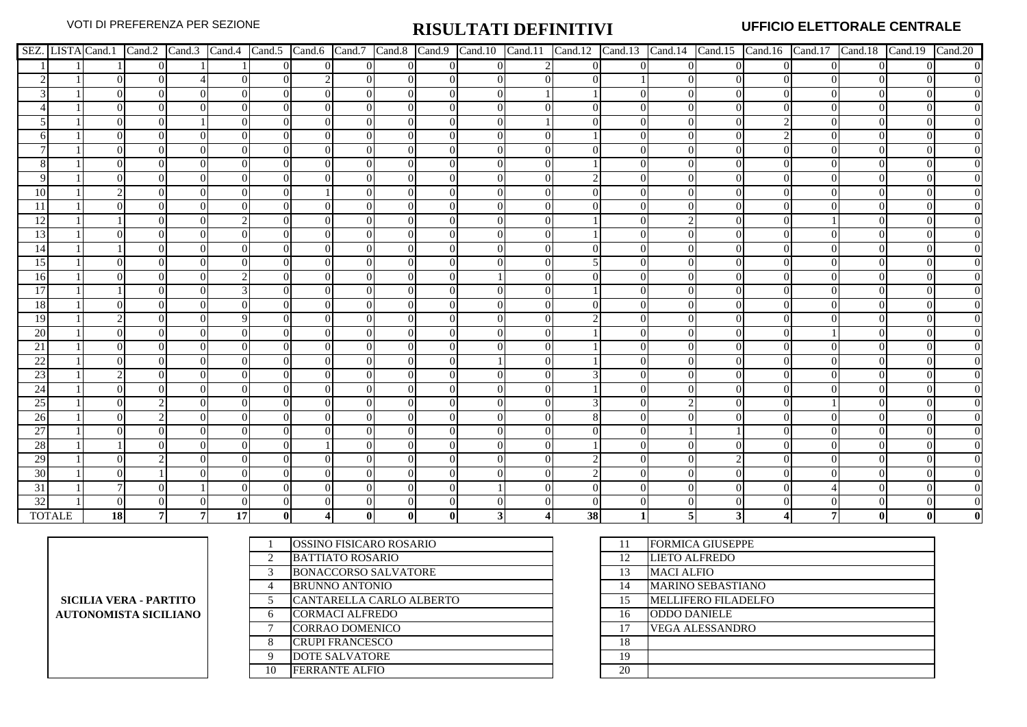VOTI DI PREFERENZA PER SEZIONE

# RISULTATI DEFINITIVI

**UFFICIO ELETTORALE CENTRALE**

| SEZ. | LISTA | Cand.1 | Cand.2 | Cand.3 | Cand.4 | Cand.5 | Cand.6 | Cand.7 | Cand.8 | Cand.9 | Cand.10 | Cand.11 | Cand.12 | Cand.13 | Cand.14 | Cand.15 | Cand.16 | Cand.17 | Cand.18 | Cand.19 | Cand.20 |
|---|---|---|---|---|---|---|---|---|---|---|---|---|---|---|---|---|---|---|---|---|---|
| 1 | 1 | 1 | 0 | 1 | 1 | 0 | 0 | 0 | 0 | 0 | 0 | 2 | 0 | 0 | 0 | 0 | 0 | 0 | 0 | 0 | 0 |
| 2 | 1 | 0 | 0 | 4 | 0 | 0 | 2 | 0 | 0 | 0 | 0 | 0 | 0 | 1 | 0 | 0 | 0 | 0 | 0 | 0 | 0 |
| 3 | 1 | 0 | 0 | 0 | 0 | 0 | 0 | 0 | 0 | 0 | 0 | 1 | 1 | 0 | 0 | 0 | 0 | 0 | 0 | 0 | 0 |
| 4 | 1 | 0 | 0 | 0 | 0 | 0 | 0 | 0 | 0 | 0 | 0 | 0 | 0 | 0 | 0 | 0 | 0 | 0 | 0 | 0 | 0 |
| 5 | 1 | 0 | 0 | 1 | 0 | 0 | 0 | 0 | 0 | 0 | 0 | 1 | 0 | 0 | 0 | 0 | 2 | 0 | 0 | 0 | 0 |
| 6 | 1 | 0 | 0 | 0 | 0 | 0 | 0 | 0 | 0 | 0 | 0 | 0 | 1 | 0 | 0 | 0 | 2 | 0 | 0 | 0 | 0 |
| 7 | 1 | 0 | 0 | 0 | 0 | 0 | 0 | 0 | 0 | 0 | 0 | 0 | 0 | 0 | 0 | 0 | 0 | 0 | 0 | 0 | 0 |
| 8 | 1 | 0 | 0 | 0 | 0 | 0 | 0 | 0 | 0 | 0 | 0 | 0 | 1 | 0 | 0 | 0 | 0 | 0 | 0 | 0 | 0 |
| 9 | 1 | 0 | 0 | 0 | 0 | 0 | 0 | 0 | 0 | 0 | 0 | 0 | 2 | 0 | 0 | 0 | 0 | 0 | 0 | 0 | 0 |
| 10 | 1 | 2 | 0 | 0 | 0 | 0 | 1 | 0 | 0 | 0 | 0 | 0 | 0 | 0 | 0 | 0 | 0 | 0 | 0 | 0 | 0 |
| 11 | 1 | 0 | 0 | 0 | 0 | 0 | 0 | 0 | 0 | 0 | 0 | 0 | 0 | 0 | 0 | 0 | 0 | 0 | 0 | 0 | 0 |
| 12 | 1 | 1 | 0 | 0 | 2 | 0 | 0 | 0 | 0 | 0 | 0 | 0 | 1 | 0 | 2 | 0 | 0 | 1 | 0 | 0 | 0 |
| 13 | 1 | 0 | 0 | 0 | 0 | 0 | 0 | 0 | 0 | 0 | 0 | 0 | 1 | 0 | 0 | 0 | 0 | 0 | 0 | 0 | 0 |
| 14 | 1 | 1 | 0 | 0 | 0 | 0 | 0 | 0 | 0 | 0 | 0 | 0 | 0 | 0 | 0 | 0 | 0 | 0 | 0 | 0 | 0 |
| 15 | 1 | 0 | 0 | 0 | 0 | 0 | 0 | 0 | 0 | 0 | 0 | 0 | 5 | 0 | 0 | 0 | 0 | 0 | 0 | 0 | 0 |
| 16 | 1 | 0 | 0 | 0 | 2 | 0 | 0 | 0 | 0 | 0 | 1 | 0 | 0 | 0 | 0 | 0 | 0 | 0 | 0 | 0 | 0 |
| 17 | 1 | 1 | 0 | 0 | 3 | 0 | 0 | 0 | 0 | 0 | 0 | 0 | 1 | 0 | 0 | 0 | 0 | 0 | 0 | 0 | 0 |
| 18 | 1 | 0 | 0 | 0 | 0 | 0 | 0 | 0 | 0 | 0 | 0 | 0 | 0 | 0 | 0 | 0 | 0 | 0 | 0 | 0 | 0 |
| 19 | 1 | 2 | 0 | 0 | 9 | 0 | 0 | 0 | 0 | 0 | 0 | 0 | 2 | 0 | 0 | 0 | 0 | 0 | 0 | 0 | 0 |
| 20 | 1 | 0 | 0 | 0 | 0 | 0 | 0 | 0 | 0 | 0 | 0 | 0 | 1 | 0 | 0 | 0 | 0 | 1 | 0 | 0 | 0 |
| 21 | 1 | 0 | 0 | 0 | 0 | 0 | 0 | 0 | 0 | 0 | 0 | 0 | 1 | 0 | 0 | 0 | 0 | 0 | 0 | 0 | 0 |
| 22 | 1 | 0 | 0 | 0 | 0 | 0 | 0 | 0 | 0 | 0 | 1 | 0 | 1 | 0 | 0 | 0 | 0 | 0 | 0 | 0 | 0 |
| 23 | 1 | 2 | 0 | 0 | 0 | 0 | 0 | 0 | 0 | 0 | 0 | 0 | 3 | 0 | 0 | 0 | 0 | 0 | 0 | 0 | 0 |
| 24 | 1 | 0 | 0 | 0 | 0 | 0 | 0 | 0 | 0 | 0 | 0 | 0 | 1 | 0 | 0 | 0 | 0 | 0 | 0 | 0 | 0 |
| 25 | 1 | 0 | 2 | 0 | 0 | 0 | 0 | 0 | 0 | 0 | 0 | 0 | 3 | 0 | 2 | 0 | 0 | 1 | 0 | 0 | 0 |
| 26 | 1 | 0 | 2 | 0 | 0 | 0 | 0 | 0 | 0 | 0 | 0 | 0 | 8 | 0 | 0 | 0 | 0 | 0 | 0 | 0 | 0 |
| 27 | 1 | 0 | 0 | 0 | 0 | 0 | 0 | 0 | 0 | 0 | 0 | 0 | 0 | 0 | 1 | 1 | 0 | 0 | 0 | 0 | 0 |
| 28 | 1 | 1 | 0 | 0 | 0 | 0 | 1 | 0 | 0 | 0 | 0 | 0 | 1 | 0 | 0 | 0 | 0 | 0 | 0 | 0 | 0 |
| 29 | 1 | 0 | 2 | 0 | 0 | 0 | 0 | 0 | 0 | 0 | 0 | 0 | 2 | 0 | 0 | 2 | 0 | 0 | 0 | 0 | 0 |
| 30 | 1 | 0 | 1 | 0 | 0 | 0 | 0 | 0 | 0 | 0 | 0 | 0 | 2 | 0 | 0 | 0 | 0 | 0 | 0 | 0 | 0 |
| 31 | 1 | 7 | 0 | 1 | 0 | 0 | 0 | 0 | 0 | 0 | 1 | 0 | 0 | 0 | 0 | 0 | 0 | 4 | 0 | 0 | 0 |
| 32 | 1 | 0 | 0 | 0 | 0 | 0 | 0 | 0 | 0 | 0 | 0 | 0 | 0 | 0 | 0 | 0 | 0 | 0 | 0 | 0 | 0 |
| **TOTALE** | | **18** | **7** | **7** | **17** | **0** | **4** | **0** | **0** | **0** | **3** | **4** | **38** | **1** | **5** | **3** | **4** | **7** | **0** | **0** | **0** |

**SICILIA VERA - PARTITO AUTONOMISTA SICILIANO**

| N. | Candidato |
|---|---|
| 1 | OSSINO FISICARO ROSARIO |
| 2 | BATTIATO ROSARIO |
| 3 | BONACCORSO SALVATORE |
| 4 | BRUNNO ANTONIO |
| 5 | CANTARELLA CARLO ALBERTO |
| 6 | CORMACI ALFREDO |
| 7 | CORRAO DOMENICO |
| 8 | CRUPI FRANCESCO |
| 9 | DOTE SALVATORE |
| 10 | FERRANTE ALFIO |

| N. | Candidato |
|---|---|
| 11 | FORMICA GIUSEPPE |
| 12 | LIETO ALFREDO |
| 13 | MACI ALFIO |
| 14 | MARINO SEBASTIANO |
| 15 | MELLIFERO FILADELFO |
| 16 | ODDO DANIELE |
| 17 | VEGA ALESSANDRO |
| 18 | |
| 19 | |
| 20 | |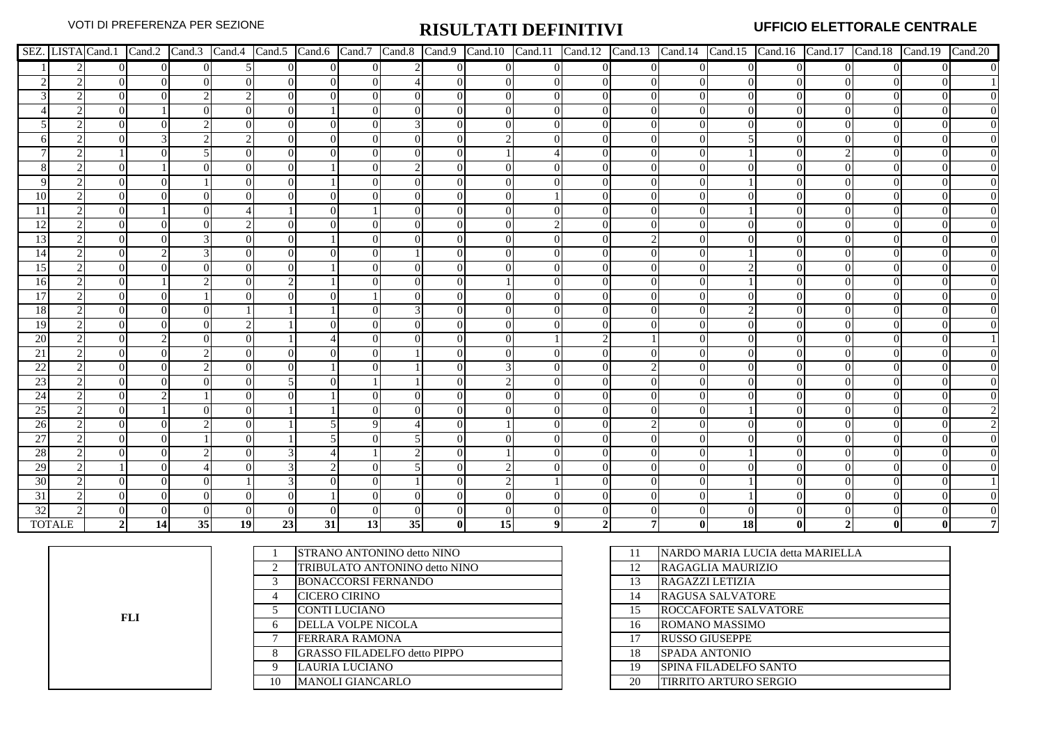VOTI DI PREFERENZA PER SEZIONE

# RISULTATI DEFINITIVI

**UFFICIO ELETTORALE CENTRALE**

| SEZ. | LISTA | Cand.1 | Cand.2 | Cand.3 | Cand.4 | Cand.5 | Cand.6 | Cand.7 | Cand.8 | Cand.9 | Cand.10 | Cand.11 | Cand.12 | Cand.13 | Cand.14 | Cand.15 | Cand.16 | Cand.17 | Cand.18 | Cand.19 | Cand.20 |
|---|---|---|---|---|---|---|---|---|---|---|---|---|---|---|---|---|---|---|---|---|---|
| 1 | 2 | 0 | 0 | 0 | 5 | 0 | 0 | 0 | 2 | 0 | 0 | 0 | 0 | 0 | 0 | 0 | 0 | 0 | 0 | 0 | 0 |
| 2 | 2 | 0 | 0 | 0 | 0 | 0 | 0 | 0 | 4 | 0 | 0 | 0 | 0 | 0 | 0 | 0 | 0 | 0 | 0 | 0 | 1 |
| 3 | 2 | 0 | 0 | 2 | 2 | 0 | 0 | 0 | 0 | 0 | 0 | 0 | 0 | 0 | 0 | 0 | 0 | 0 | 0 | 0 | 0 |
| 4 | 2 | 0 | 1 | 0 | 0 | 0 | 1 | 0 | 0 | 0 | 0 | 0 | 0 | 0 | 0 | 0 | 0 | 0 | 0 | 0 | 0 |
| 5 | 2 | 0 | 0 | 2 | 0 | 0 | 0 | 0 | 3 | 0 | 0 | 0 | 0 | 0 | 0 | 0 | 0 | 0 | 0 | 0 | 0 |
| 6 | 2 | 0 | 3 | 2 | 2 | 0 | 0 | 0 | 0 | 0 | 2 | 0 | 0 | 0 | 0 | 5 | 0 | 0 | 0 | 0 | 0 |
| 7 | 2 | 1 | 0 | 5 | 0 | 0 | 0 | 0 | 0 | 0 | 1 | 4 | 0 | 0 | 0 | 1 | 0 | 2 | 0 | 0 | 0 |
| 8 | 2 | 0 | 1 | 0 | 0 | 0 | 1 | 0 | 2 | 0 | 0 | 0 | 0 | 0 | 0 | 0 | 0 | 0 | 0 | 0 | 0 |
| 9 | 2 | 0 | 0 | 1 | 0 | 0 | 1 | 0 | 0 | 0 | 0 | 0 | 0 | 0 | 0 | 1 | 0 | 0 | 0 | 0 | 0 |
| 10 | 2 | 0 | 0 | 0 | 0 | 0 | 0 | 0 | 0 | 0 | 0 | 1 | 0 | 0 | 0 | 0 | 0 | 0 | 0 | 0 | 0 |
| 11 | 2 | 0 | 1 | 0 | 4 | 1 | 0 | 1 | 0 | 0 | 0 | 0 | 0 | 0 | 0 | 1 | 0 | 0 | 0 | 0 | 0 |
| 12 | 2 | 0 | 0 | 0 | 2 | 0 | 0 | 0 | 0 | 0 | 0 | 2 | 0 | 0 | 0 | 0 | 0 | 0 | 0 | 0 | 0 |
| 13 | 2 | 0 | 0 | 3 | 0 | 0 | 1 | 0 | 0 | 0 | 0 | 0 | 0 | 2 | 0 | 0 | 0 | 0 | 0 | 0 | 0 |
| 14 | 2 | 0 | 2 | 3 | 0 | 0 | 0 | 0 | 1 | 0 | 0 | 0 | 0 | 0 | 0 | 1 | 0 | 0 | 0 | 0 | 0 |
| 15 | 2 | 0 | 0 | 0 | 0 | 0 | 1 | 0 | 0 | 0 | 0 | 0 | 0 | 0 | 0 | 2 | 0 | 0 | 0 | 0 | 0 |
| 16 | 2 | 0 | 1 | 2 | 0 | 2 | 1 | 0 | 0 | 0 | 1 | 0 | 0 | 0 | 0 | 1 | 0 | 0 | 0 | 0 | 0 |
| 17 | 2 | 0 | 0 | 1 | 0 | 0 | 0 | 1 | 0 | 0 | 0 | 0 | 0 | 0 | 0 | 0 | 0 | 0 | 0 | 0 | 0 |
| 18 | 2 | 0 | 0 | 0 | 1 | 1 | 1 | 0 | 3 | 0 | 0 | 0 | 0 | 0 | 0 | 2 | 0 | 0 | 0 | 0 | 0 |
| 19 | 2 | 0 | 0 | 0 | 2 | 1 | 0 | 0 | 0 | 0 | 0 | 0 | 0 | 0 | 0 | 0 | 0 | 0 | 0 | 0 | 0 |
| 20 | 2 | 0 | 2 | 0 | 0 | 1 | 4 | 0 | 0 | 0 | 0 | 1 | 2 | 1 | 0 | 0 | 0 | 0 | 0 | 0 | 1 |
| 21 | 2 | 0 | 0 | 2 | 0 | 0 | 0 | 0 | 1 | 0 | 0 | 0 | 0 | 0 | 0 | 0 | 0 | 0 | 0 | 0 | 0 |
| 22 | 2 | 0 | 0 | 2 | 0 | 0 | 1 | 0 | 1 | 0 | 3 | 0 | 0 | 2 | 0 | 0 | 0 | 0 | 0 | 0 | 0 |
| 23 | 2 | 0 | 0 | 0 | 0 | 5 | 0 | 1 | 1 | 0 | 2 | 0 | 0 | 0 | 0 | 0 | 0 | 0 | 0 | 0 | 0 |
| 24 | 2 | 0 | 2 | 1 | 0 | 0 | 1 | 0 | 0 | 0 | 0 | 0 | 0 | 0 | 0 | 0 | 0 | 0 | 0 | 0 | 0 |
| 25 | 2 | 0 | 1 | 0 | 0 | 1 | 1 | 0 | 0 | 0 | 0 | 0 | 0 | 0 | 0 | 1 | 0 | 0 | 0 | 0 | 2 |
| 26 | 2 | 0 | 0 | 2 | 0 | 1 | 5 | 9 | 4 | 0 | 1 | 0 | 0 | 2 | 0 | 0 | 0 | 0 | 0 | 0 | 2 |
| 27 | 2 | 0 | 0 | 1 | 0 | 1 | 5 | 0 | 5 | 0 | 0 | 0 | 0 | 0 | 0 | 0 | 0 | 0 | 0 | 0 | 0 |
| 28 | 2 | 0 | 0 | 2 | 0 | 3 | 4 | 1 | 2 | 0 | 1 | 0 | 0 | 0 | 0 | 1 | 0 | 0 | 0 | 0 | 0 |
| 29 | 2 | 1 | 0 | 4 | 0 | 3 | 2 | 0 | 5 | 0 | 2 | 0 | 0 | 0 | 0 | 0 | 0 | 0 | 0 | 0 | 0 |
| 30 | 2 | 0 | 0 | 0 | 1 | 3 | 0 | 0 | 1 | 0 | 2 | 1 | 0 | 0 | 0 | 1 | 0 | 0 | 0 | 0 | 1 |
| 31 | 2 | 0 | 0 | 0 | 0 | 0 | 1 | 0 | 0 | 0 | 0 | 0 | 0 | 0 | 0 | 1 | 0 | 0 | 0 | 0 | 0 |
| 32 | 2 | 0 | 0 | 0 | 0 | 0 | 0 | 0 | 0 | 0 | 0 | 0 | 0 | 0 | 0 | 0 | 0 | 0 | 0 | 0 | 0 |
| **TOTALE** | | **2** | **14** | **35** | **19** | **23** | **31** | **13** | **35** | **0** | **15** | **9** | **2** | **7** | **0** | **18** | **0** | **2** | **0** | **0** | **7** |

**FLI**

| N. | Candidato |
|---|---|
| 1 | STRANO ANTONINO detto NINO |
| 2 | TRIBULATO ANTONINO detto NINO |
| 3 | BONACCORSI FERNANDO |
| 4 | CICERO CIRINO |
| 5 | CONTI LUCIANO |
| 6 | DELLA VOLPE NICOLA |
| 7 | FERRARA RAMONA |
| 8 | GRASSO FILADELFO detto PIPPO |
| 9 | LAURIA LUCIANO |
| 10 | MANOLI GIANCARLO |
| 11 | NARDO MARIA LUCIA detta MARIELLA |
| 12 | RAGAGLIA MAURIZIO |
| 13 | RAGAZZI LETIZIA |
| 14 | RAGUSA SALVATORE |
| 15 | ROCCAFORTE SALVATORE |
| 16 | ROMANO MASSIMO |
| 17 | RUSSO GIUSEPPE |
| 18 | SPADA ANTONIO |
| 19 | SPINA FILADELFO SANTO |
| 20 | TIRRITO ARTURO SERGIO |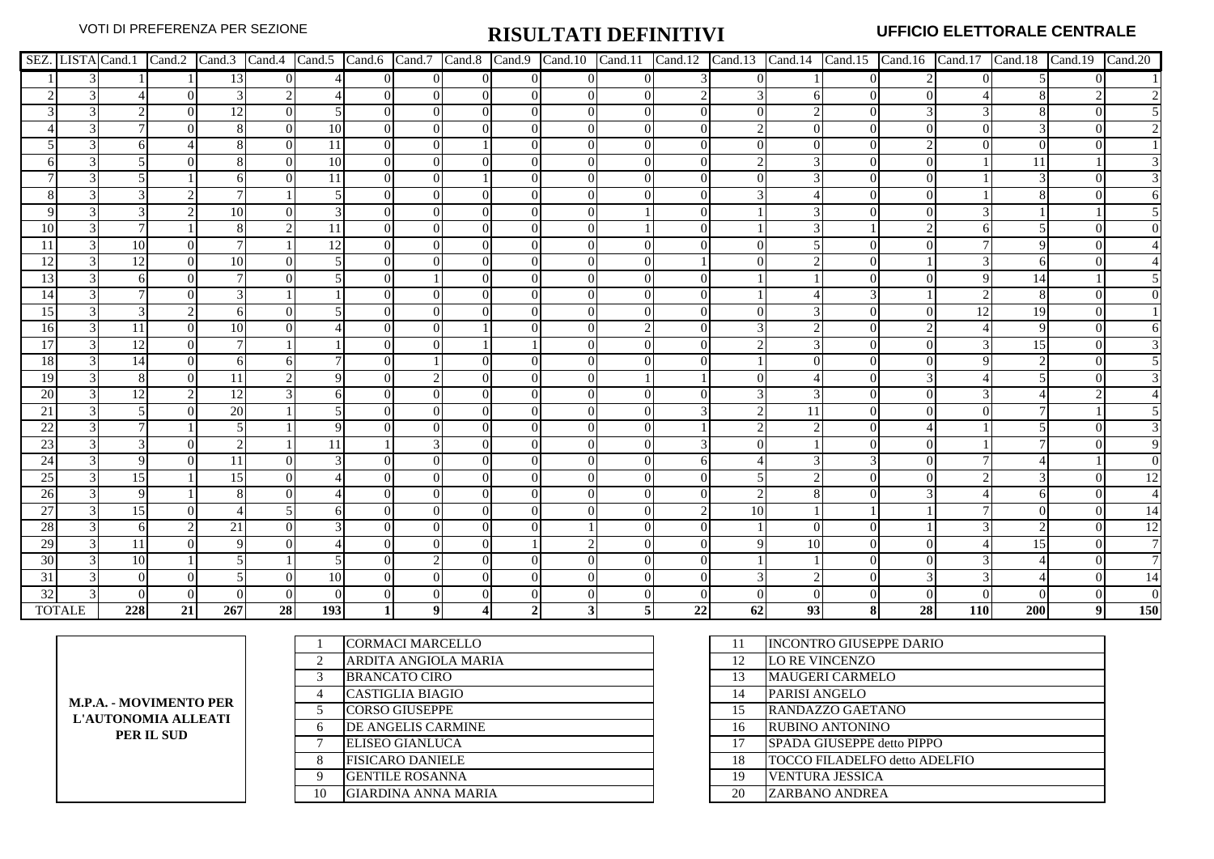VOTI DI PREFERENZA PER SEZIONE

# RISULTATI DEFINITIVI

**UFFICIO ELETTORALE CENTRALE**

| SEZ. | LISTA | Cand.1 | Cand.2 | Cand.3 | Cand.4 | Cand.5 | Cand.6 | Cand.7 | Cand.8 | Cand.9 | Cand.10 | Cand.11 | Cand.12 | Cand.13 | Cand.14 | Cand.15 | Cand.16 | Cand.17 | Cand.18 | Cand.19 | Cand.20 |
|---|---|---|---|---|---|---|---|---|---|---|---|---|---|---|---|---|---|---|---|---|---|
| 1 | 3 | 1 | 1 | 13 | 0 | 4 | 0 | 0 | 0 | 0 | 0 | 0 | 3 | 0 | 1 | 0 | 2 | 0 | 5 | 0 | 1 |
| 2 | 3 | 4 | 0 | 3 | 2 | 4 | 0 | 0 | 0 | 0 | 0 | 0 | 2 | 3 | 6 | 0 | 0 | 4 | 8 | 2 | 2 |
| 3 | 3 | 2 | 0 | 12 | 0 | 5 | 0 | 0 | 0 | 0 | 0 | 0 | 0 | 0 | 2 | 0 | 3 | 3 | 8 | 0 | 5 |
| 4 | 3 | 7 | 0 | 8 | 0 | 10 | 0 | 0 | 0 | 0 | 0 | 0 | 0 | 2 | 0 | 0 | 0 | 0 | 3 | 0 | 2 |
| 5 | 3 | 6 | 4 | 8 | 0 | 11 | 0 | 0 | 1 | 0 | 0 | 0 | 0 | 0 | 0 | 0 | 2 | 0 | 0 | 0 | 1 |
| 6 | 3 | 5 | 0 | 8 | 0 | 10 | 0 | 0 | 0 | 0 | 0 | 0 | 0 | 2 | 3 | 0 | 0 | 1 | 11 | 1 | 3 |
| 7 | 3 | 5 | 1 | 6 | 0 | 11 | 0 | 0 | 1 | 0 | 0 | 0 | 0 | 0 | 3 | 0 | 0 | 1 | 3 | 0 | 3 |
| 8 | 3 | 3 | 2 | 7 | 1 | 5 | 0 | 0 | 0 | 0 | 0 | 0 | 0 | 3 | 4 | 0 | 0 | 1 | 8 | 0 | 6 |
| 9 | 3 | 3 | 2 | 10 | 0 | 3 | 0 | 0 | 0 | 0 | 0 | 1 | 0 | 1 | 3 | 0 | 0 | 3 | 1 | 1 | 5 |
| 10 | 3 | 7 | 1 | 8 | 2 | 11 | 0 | 0 | 0 | 0 | 0 | 1 | 0 | 1 | 3 | 1 | 2 | 6 | 5 | 0 | 0 |
| 11 | 3 | 10 | 0 | 7 | 1 | 12 | 0 | 0 | 0 | 0 | 0 | 0 | 0 | 0 | 5 | 0 | 0 | 7 | 9 | 0 | 4 |
| 12 | 3 | 12 | 0 | 10 | 0 | 5 | 0 | 0 | 0 | 0 | 0 | 0 | 1 | 0 | 2 | 0 | 1 | 3 | 6 | 0 | 4 |
| 13 | 3 | 6 | 0 | 7 | 0 | 5 | 0 | 1 | 0 | 0 | 0 | 0 | 0 | 1 | 1 | 0 | 0 | 9 | 14 | 1 | 5 |
| 14 | 3 | 7 | 0 | 3 | 1 | 1 | 0 | 0 | 0 | 0 | 0 | 0 | 0 | 1 | 4 | 3 | 1 | 2 | 8 | 0 | 0 |
| 15 | 3 | 3 | 2 | 6 | 0 | 5 | 0 | 0 | 0 | 0 | 0 | 0 | 0 | 0 | 3 | 0 | 0 | 12 | 19 | 0 | 1 |
| 16 | 3 | 11 | 0 | 10 | 0 | 4 | 0 | 0 | 1 | 0 | 0 | 2 | 0 | 3 | 2 | 0 | 2 | 4 | 9 | 0 | 6 |
| 17 | 3 | 12 | 0 | 7 | 1 | 1 | 0 | 0 | 1 | 1 | 0 | 0 | 0 | 2 | 3 | 0 | 0 | 3 | 15 | 0 | 3 |
| 18 | 3 | 14 | 0 | 6 | 6 | 7 | 0 | 1 | 0 | 0 | 0 | 0 | 0 | 1 | 0 | 0 | 0 | 9 | 2 | 0 | 5 |
| 19 | 3 | 8 | 0 | 11 | 2 | 9 | 0 | 2 | 0 | 0 | 0 | 1 | 1 | 0 | 4 | 0 | 3 | 4 | 5 | 0 | 3 |
| 20 | 3 | 12 | 2 | 12 | 3 | 6 | 0 | 0 | 0 | 0 | 0 | 0 | 0 | 3 | 3 | 0 | 0 | 3 | 4 | 2 | 4 |
| 21 | 3 | 5 | 0 | 20 | 1 | 5 | 0 | 0 | 0 | 0 | 0 | 0 | 3 | 2 | 11 | 0 | 0 | 0 | 7 | 1 | 5 |
| 22 | 3 | 7 | 1 | 5 | 1 | 9 | 0 | 0 | 0 | 0 | 0 | 0 | 1 | 2 | 2 | 0 | 4 | 1 | 5 | 0 | 3 |
| 23 | 3 | 3 | 0 | 2 | 1 | 11 | 1 | 3 | 0 | 0 | 0 | 0 | 3 | 0 | 1 | 0 | 0 | 1 | 7 | 0 | 9 |
| 24 | 3 | 9 | 0 | 11 | 0 | 3 | 0 | 0 | 0 | 0 | 0 | 0 | 6 | 4 | 3 | 3 | 0 | 7 | 4 | 1 | 0 |
| 25 | 3 | 15 | 1 | 15 | 0 | 4 | 0 | 0 | 0 | 0 | 0 | 0 | 0 | 5 | 2 | 0 | 0 | 2 | 3 | 0 | 12 |
| 26 | 3 | 9 | 1 | 8 | 0 | 4 | 0 | 0 | 0 | 0 | 0 | 0 | 0 | 2 | 8 | 0 | 3 | 4 | 6 | 0 | 4 |
| 27 | 3 | 15 | 0 | 4 | 5 | 6 | 0 | 0 | 0 | 0 | 0 | 0 | 2 | 10 | 1 | 1 | 1 | 7 | 0 | 0 | 14 |
| 28 | 3 | 6 | 2 | 21 | 0 | 3 | 0 | 0 | 0 | 0 | 1 | 0 | 0 | 1 | 0 | 0 | 1 | 3 | 2 | 0 | 12 |
| 29 | 3 | 11 | 0 | 9 | 0 | 4 | 0 | 0 | 0 | 1 | 2 | 0 | 0 | 9 | 10 | 0 | 0 | 4 | 15 | 0 | 7 |
| 30 | 3 | 10 | 1 | 5 | 1 | 5 | 0 | 2 | 0 | 0 | 0 | 0 | 0 | 1 | 1 | 0 | 0 | 3 | 4 | 0 | 7 |
| 31 | 3 | 0 | 0 | 5 | 0 | 10 | 0 | 0 | 0 | 0 | 0 | 0 | 0 | 3 | 2 | 0 | 3 | 3 | 4 | 0 | 14 |
| 32 | 3 | 0 | 0 | 0 | 0 | 0 | 0 | 0 | 0 | 0 | 0 | 0 | 0 | 0 | 0 | 0 | 0 | 0 | 0 | 0 | 0 |
| **TOTALE** | | **228** | **21** | **267** | **28** | **193** | **1** | **9** | **4** | **2** | **3** | **5** | **22** | **62** | **93** | **8** | **28** | **110** | **200** | **9** | **150** |

**M.P.A. - MOVIMENTO PER L'AUTONOMIA ALLEATI PER IL SUD**

| N. | Candidato | N. | Candidato |
|---|---|---|---|
| 1 | CORMACI MARCELLO | 11 | INCONTRO GIUSEPPE DARIO |
| 2 | ARDITA ANGIOLA MARIA | 12 | LO RE VINCENZO |
| 3 | BRANCATO CIRO | 13 | MAUGERI CARMELO |
| 4 | CASTIGLIA BIAGIO | 14 | PARISI ANGELO |
| 5 | CORSO GIUSEPPE | 15 | RANDAZZO GAETANO |
| 6 | DE ANGELIS CARMINE | 16 | RUBINO ANTONINO |
| 7 | ELISEO GIANLUCA | 17 | SPADA GIUSEPPE detto PIPPO |
| 8 | FISICARO DANIELE | 18 | TOCCO FILADELFO detto ADELFIO |
| 9 | GENTILE ROSANNA | 19 | VENTURA JESSICA |
| 10 | GIARDINA ANNA MARIA | 20 | ZARBANO ANDREA |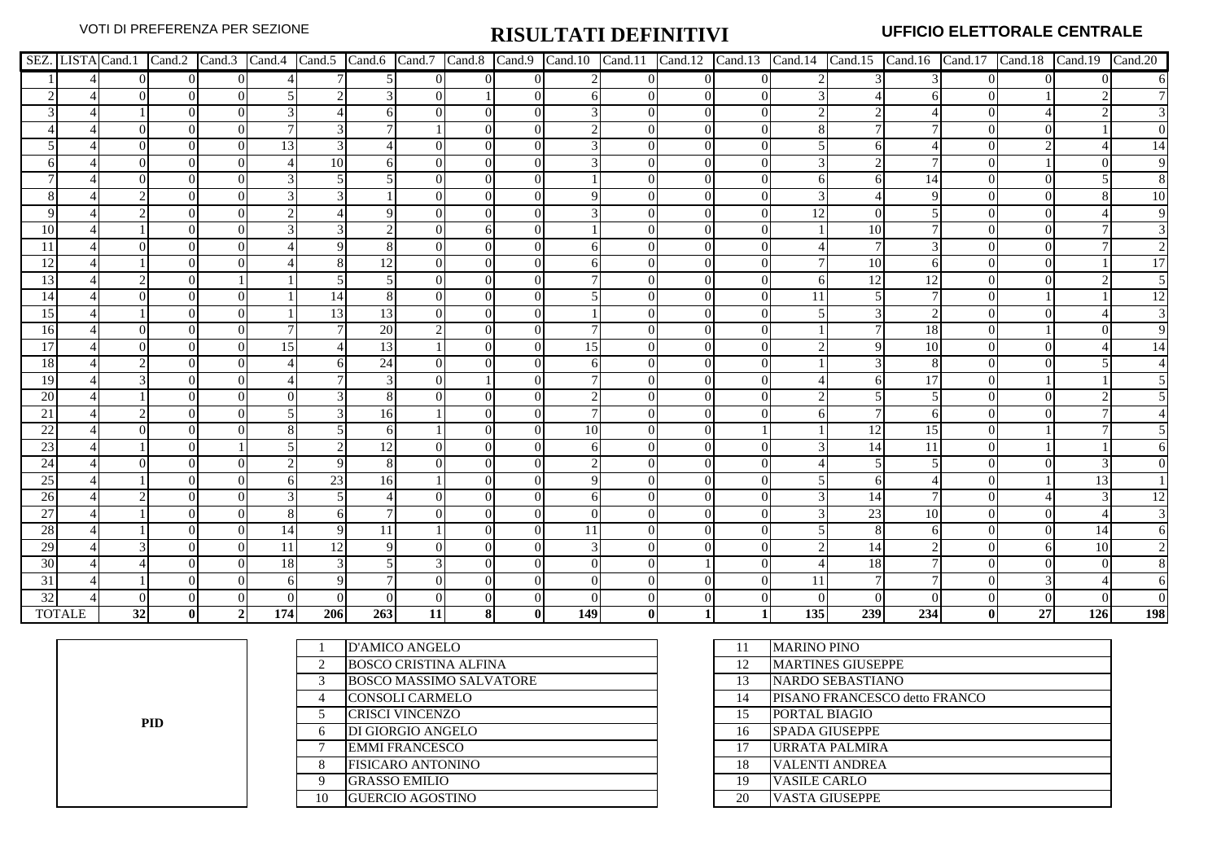VOTI DI PREFERENZA PER SEZIONE

# RISULTATI DEFINITIVI

**UFFICIO ELETTORALE CENTRALE**

| SEZ. | LISTA | Cand.1 | Cand.2 | Cand.3 | Cand.4 | Cand.5 | Cand.6 | Cand.7 | Cand.8 | Cand.9 | Cand.10 | Cand.11 | Cand.12 | Cand.13 | Cand.14 | Cand.15 | Cand.16 | Cand.17 | Cand.18 | Cand.19 | Cand.20 |
|---|---|---|---|---|---|---|---|---|---|---|---|---|---|---|---|---|---|---|---|---|---|
| 1 | 4 | 0 | 0 | 0 | 4 | 7 | 5 | 0 | 0 | 0 | 2 | 0 | 0 | 0 | 2 | 3 | 3 | 0 | 0 | 0 | 6 |
| 2 | 4 | 0 | 0 | 0 | 5 | 2 | 3 | 0 | 1 | 0 | 6 | 0 | 0 | 0 | 3 | 4 | 6 | 0 | 1 | 2 | 7 |
| 3 | 4 | 1 | 0 | 0 | 3 | 4 | 6 | 0 | 0 | 0 | 3 | 0 | 0 | 0 | 2 | 2 | 4 | 0 | 4 | 2 | 3 |
| 4 | 4 | 0 | 0 | 0 | 7 | 3 | 7 | 1 | 0 | 0 | 2 | 0 | 0 | 0 | 8 | 7 | 7 | 0 | 0 | 1 | 0 |
| 5 | 4 | 0 | 0 | 0 | 13 | 3 | 4 | 0 | 0 | 0 | 3 | 0 | 0 | 0 | 5 | 6 | 4 | 0 | 2 | 4 | 14 |
| 6 | 4 | 0 | 0 | 0 | 4 | 10 | 6 | 0 | 0 | 0 | 3 | 0 | 0 | 0 | 3 | 2 | 7 | 0 | 1 | 0 | 9 |
| 7 | 4 | 0 | 0 | 0 | 3 | 5 | 5 | 0 | 0 | 0 | 1 | 0 | 0 | 0 | 6 | 6 | 14 | 0 | 0 | 5 | 8 |
| 8 | 4 | 2 | 0 | 0 | 3 | 3 | 1 | 0 | 0 | 0 | 9 | 0 | 0 | 0 | 3 | 4 | 9 | 0 | 0 | 8 | 10 |
| 9 | 4 | 2 | 0 | 0 | 2 | 4 | 9 | 0 | 0 | 0 | 3 | 0 | 0 | 0 | 12 | 0 | 5 | 0 | 0 | 4 | 9 |
| 10 | 4 | 1 | 0 | 0 | 3 | 3 | 2 | 0 | 6 | 0 | 1 | 0 | 0 | 0 | 1 | 10 | 7 | 0 | 0 | 7 | 3 |
| 11 | 4 | 0 | 0 | 0 | 4 | 9 | 8 | 0 | 0 | 0 | 6 | 0 | 0 | 0 | 4 | 7 | 3 | 0 | 0 | 7 | 2 |
| 12 | 4 | 1 | 0 | 0 | 4 | 8 | 12 | 0 | 0 | 0 | 6 | 0 | 0 | 0 | 7 | 10 | 6 | 0 | 0 | 1 | 17 |
| 13 | 4 | 2 | 0 | 1 | 1 | 5 | 5 | 0 | 0 | 0 | 7 | 0 | 0 | 0 | 6 | 12 | 12 | 0 | 0 | 2 | 5 |
| 14 | 4 | 0 | 0 | 0 | 1 | 14 | 8 | 0 | 0 | 0 | 5 | 0 | 0 | 0 | 11 | 5 | 7 | 0 | 1 | 1 | 12 |
| 15 | 4 | 1 | 0 | 0 | 1 | 13 | 13 | 0 | 0 | 0 | 1 | 0 | 0 | 0 | 5 | 3 | 2 | 0 | 0 | 4 | 3 |
| 16 | 4 | 0 | 0 | 0 | 7 | 7 | 20 | 2 | 0 | 0 | 7 | 0 | 0 | 0 | 1 | 7 | 18 | 0 | 1 | 0 | 9 |
| 17 | 4 | 0 | 0 | 0 | 15 | 4 | 13 | 1 | 0 | 0 | 15 | 0 | 0 | 0 | 2 | 9 | 10 | 0 | 0 | 4 | 14 |
| 18 | 4 | 2 | 0 | 0 | 4 | 6 | 24 | 0 | 0 | 0 | 6 | 0 | 0 | 0 | 1 | 3 | 8 | 0 | 0 | 5 | 4 |
| 19 | 4 | 3 | 0 | 0 | 4 | 7 | 3 | 0 | 1 | 0 | 7 | 0 | 0 | 0 | 4 | 6 | 17 | 0 | 1 | 1 | 5 |
| 20 | 4 | 1 | 0 | 0 | 0 | 3 | 8 | 0 | 0 | 0 | 2 | 0 | 0 | 0 | 2 | 5 | 5 | 0 | 0 | 2 | 5 |
| 21 | 4 | 2 | 0 | 0 | 5 | 3 | 16 | 1 | 0 | 0 | 7 | 0 | 0 | 0 | 6 | 7 | 6 | 0 | 0 | 7 | 4 |
| 22 | 4 | 0 | 0 | 0 | 8 | 5 | 6 | 1 | 0 | 0 | 10 | 0 | 0 | 1 | 1 | 12 | 15 | 0 | 1 | 7 | 5 |
| 23 | 4 | 1 | 0 | 1 | 5 | 2 | 12 | 0 | 0 | 0 | 6 | 0 | 0 | 0 | 3 | 14 | 11 | 0 | 1 | 1 | 6 |
| 24 | 4 | 0 | 0 | 0 | 2 | 9 | 8 | 0 | 0 | 0 | 2 | 0 | 0 | 0 | 4 | 5 | 5 | 0 | 0 | 3 | 0 |
| 25 | 4 | 1 | 0 | 0 | 6 | 23 | 16 | 1 | 0 | 0 | 9 | 0 | 0 | 0 | 5 | 6 | 4 | 0 | 1 | 13 | 1 |
| 26 | 4 | 2 | 0 | 0 | 3 | 5 | 4 | 0 | 0 | 0 | 6 | 0 | 0 | 0 | 3 | 14 | 7 | 0 | 4 | 3 | 12 |
| 27 | 4 | 1 | 0 | 0 | 8 | 6 | 7 | 0 | 0 | 0 | 0 | 0 | 0 | 0 | 3 | 23 | 10 | 0 | 0 | 4 | 3 |
| 28 | 4 | 1 | 0 | 0 | 14 | 9 | 11 | 1 | 0 | 0 | 11 | 0 | 0 | 0 | 5 | 8 | 6 | 0 | 0 | 14 | 6 |
| 29 | 4 | 3 | 0 | 0 | 11 | 12 | 9 | 0 | 0 | 0 | 3 | 0 | 0 | 0 | 2 | 14 | 2 | 0 | 6 | 10 | 2 |
| 30 | 4 | 4 | 0 | 0 | 18 | 3 | 5 | 3 | 0 | 0 | 0 | 0 | 1 | 0 | 4 | 18 | 7 | 0 | 0 | 0 | 8 |
| 31 | 4 | 1 | 0 | 0 | 6 | 9 | 7 | 0 | 0 | 0 | 0 | 0 | 0 | 0 | 11 | 7 | 7 | 0 | 3 | 4 | 6 |
| 32 | 4 | 0 | 0 | 0 | 0 | 0 | 0 | 0 | 0 | 0 | 0 | 0 | 0 | 0 | 0 | 0 | 0 | 0 | 0 | 0 | 0 |
| TOTALE | | **32** | **0** | **2** | **174** | **206** | **263** | **11** | **8** | **0** | **149** | **0** | **1** | **1** | **135** | **239** | **234** | **0** | **27** | **126** | **198** |

**PID**

| | |
|---|---|
| 1 | D'AMICO ANGELO |
| 2 | BOSCO CRISTINA ALFINA |
| 3 | BOSCO MASSIMO SALVATORE |
| 4 | CONSOLI CARMELO |
| 5 | CRISCI VINCENZO |
| 6 | DI GIORGIO ANGELO |
| 7 | EMMI FRANCESCO |
| 8 | FISICARO ANTONINO |
| 9 | GRASSO EMILIO |
| 10 | GUERCIO AGOSTINO |

| | |
|---|---|
| 11 | MARINO PINO |
| 12 | MARTINES GIUSEPPE |
| 13 | NARDO SEBASTIANO |
| 14 | PISANO FRANCESCO detto FRANCO |
| 15 | PORTAL BIAGIO |
| 16 | SPADA GIUSEPPE |
| 17 | URRATA PALMIRA |
| 18 | VALENTI ANDREA |
| 19 | VASILE CARLO |
| 20 | VASTA GIUSEPPE |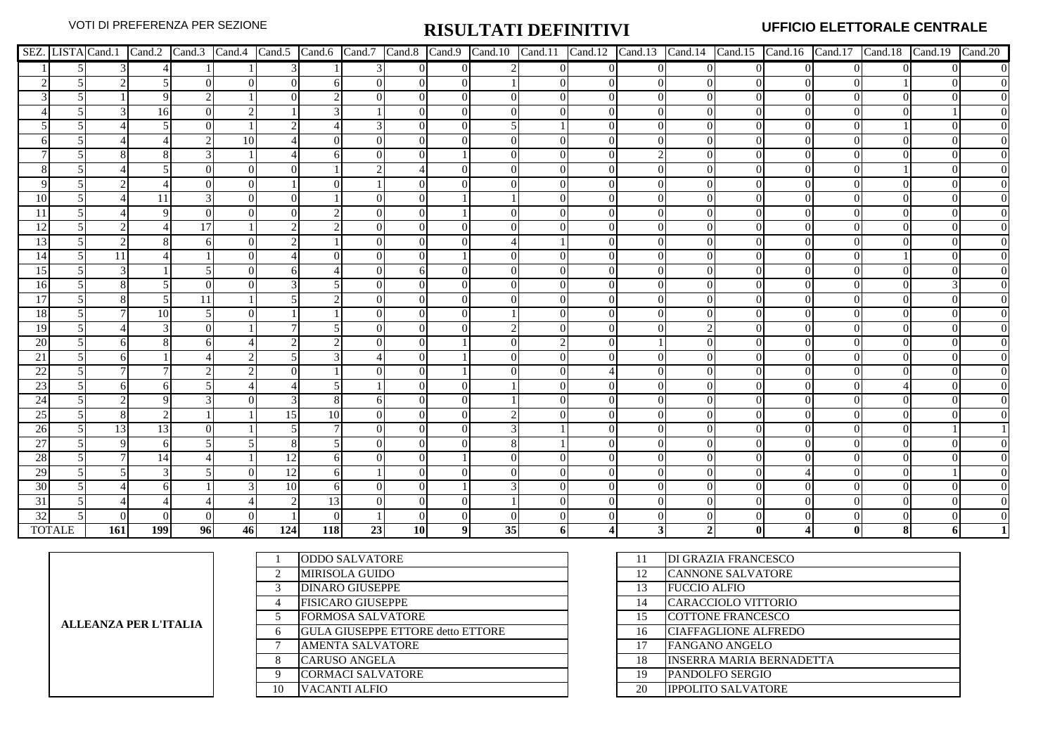VOTI DI PREFERENZA PER SEZIONE

# RISULTATI DEFINITIVI

**UFFICIO ELETTORALE CENTRALE**

| SEZ. | LISTA | Cand.1 | Cand.2 | Cand.3 | Cand.4 | Cand.5 | Cand.6 | Cand.7 | Cand.8 | Cand.9 | Cand.10 | Cand.11 | Cand.12 | Cand.13 | Cand.14 | Cand.15 | Cand.16 | Cand.17 | Cand.18 | Cand.19 | Cand.20 |
|---|---|---|---|---|---|---|---|---|---|---|---|---|---|---|---|---|---|---|---|---|---|
| 1 | 5 | 3 | 4 | 1 | 1 | 3 | 1 | 3 | 0 | 0 | 2 | 0 | 0 | 0 | 0 | 0 | 0 | 0 | 0 | 0 | 0 |
| 2 | 5 | 2 | 5 | 0 | 0 | 0 | 6 | 0 | 0 | 0 | 1 | 0 | 0 | 0 | 0 | 0 | 0 | 0 | 1 | 0 | 0 |
| 3 | 5 | 1 | 9 | 2 | 1 | 0 | 2 | 0 | 0 | 0 | 0 | 0 | 0 | 0 | 0 | 0 | 0 | 0 | 0 | 0 | 0 |
| 4 | 5 | 3 | 16 | 0 | 2 | 1 | 3 | 1 | 0 | 0 | 0 | 0 | 0 | 0 | 0 | 0 | 0 | 0 | 0 | 1 | 0 |
| 5 | 5 | 4 | 5 | 0 | 1 | 2 | 4 | 3 | 0 | 0 | 5 | 1 | 0 | 0 | 0 | 0 | 0 | 0 | 1 | 0 | 0 |
| 6 | 5 | 4 | 4 | 2 | 10 | 4 | 0 | 0 | 0 | 0 | 0 | 0 | 0 | 0 | 0 | 0 | 0 | 0 | 0 | 0 | 0 |
| 7 | 5 | 8 | 8 | 3 | 1 | 4 | 6 | 0 | 0 | 1 | 0 | 0 | 0 | 2 | 0 | 0 | 0 | 0 | 0 | 0 | 0 |
| 8 | 5 | 4 | 5 | 0 | 0 | 0 | 1 | 2 | 4 | 0 | 0 | 0 | 0 | 0 | 0 | 0 | 0 | 0 | 1 | 0 | 0 |
| 9 | 5 | 2 | 4 | 0 | 0 | 1 | 0 | 1 | 0 | 0 | 0 | 0 | 0 | 0 | 0 | 0 | 0 | 0 | 0 | 0 | 0 |
| 10 | 5 | 4 | 11 | 3 | 0 | 0 | 1 | 0 | 0 | 1 | 1 | 0 | 0 | 0 | 0 | 0 | 0 | 0 | 0 | 0 | 0 |
| 11 | 5 | 4 | 9 | 0 | 0 | 0 | 2 | 0 | 0 | 1 | 0 | 0 | 0 | 0 | 0 | 0 | 0 | 0 | 0 | 0 | 0 |
| 12 | 5 | 2 | 4 | 17 | 1 | 2 | 2 | 0 | 0 | 0 | 0 | 0 | 0 | 0 | 0 | 0 | 0 | 0 | 0 | 0 | 0 |
| 13 | 5 | 2 | 8 | 6 | 0 | 2 | 1 | 0 | 0 | 0 | 4 | 1 | 0 | 0 | 0 | 0 | 0 | 0 | 0 | 0 | 0 |
| 14 | 5 | 11 | 4 | 1 | 0 | 4 | 0 | 0 | 0 | 1 | 0 | 0 | 0 | 0 | 0 | 0 | 0 | 0 | 1 | 0 | 0 |
| 15 | 5 | 3 | 1 | 5 | 0 | 6 | 4 | 0 | 6 | 0 | 0 | 0 | 0 | 0 | 0 | 0 | 0 | 0 | 0 | 0 | 0 |
| 16 | 5 | 8 | 5 | 0 | 0 | 3 | 5 | 0 | 0 | 0 | 0 | 0 | 0 | 0 | 0 | 0 | 0 | 0 | 0 | 3 | 0 |
| 17 | 5 | 8 | 5 | 11 | 1 | 5 | 2 | 0 | 0 | 0 | 0 | 0 | 0 | 0 | 0 | 0 | 0 | 0 | 0 | 0 | 0 |
| 18 | 5 | 7 | 10 | 5 | 0 | 1 | 1 | 0 | 0 | 0 | 1 | 0 | 0 | 0 | 0 | 0 | 0 | 0 | 0 | 0 | 0 |
| 19 | 5 | 4 | 3 | 0 | 1 | 7 | 5 | 0 | 0 | 0 | 2 | 0 | 0 | 0 | 2 | 0 | 0 | 0 | 0 | 0 | 0 |
| 20 | 5 | 6 | 8 | 6 | 4 | 2 | 2 | 0 | 0 | 1 | 0 | 2 | 0 | 1 | 0 | 0 | 0 | 0 | 0 | 0 | 0 |
| 21 | 5 | 6 | 1 | 4 | 2 | 5 | 3 | 4 | 0 | 1 | 0 | 0 | 0 | 0 | 0 | 0 | 0 | 0 | 0 | 0 | 0 |
| 22 | 5 | 7 | 7 | 2 | 2 | 0 | 1 | 0 | 0 | 1 | 0 | 0 | 4 | 0 | 0 | 0 | 0 | 0 | 0 | 0 | 0 |
| 23 | 5 | 6 | 6 | 5 | 4 | 4 | 5 | 1 | 0 | 0 | 1 | 0 | 0 | 0 | 0 | 0 | 0 | 0 | 4 | 0 | 0 |
| 24 | 5 | 2 | 9 | 3 | 0 | 3 | 8 | 6 | 0 | 0 | 1 | 0 | 0 | 0 | 0 | 0 | 0 | 0 | 0 | 0 | 0 |
| 25 | 5 | 8 | 2 | 1 | 1 | 15 | 10 | 0 | 0 | 0 | 2 | 0 | 0 | 0 | 0 | 0 | 0 | 0 | 0 | 0 | 0 |
| 26 | 5 | 13 | 13 | 0 | 1 | 5 | 7 | 0 | 0 | 0 | 3 | 1 | 0 | 0 | 0 | 0 | 0 | 0 | 0 | 1 | 1 |
| 27 | 5 | 9 | 6 | 5 | 5 | 8 | 5 | 0 | 0 | 0 | 8 | 1 | 0 | 0 | 0 | 0 | 0 | 0 | 0 | 0 | 0 |
| 28 | 5 | 7 | 14 | 4 | 1 | 12 | 6 | 0 | 0 | 1 | 0 | 0 | 0 | 0 | 0 | 0 | 0 | 0 | 0 | 0 | 0 |
| 29 | 5 | 5 | 3 | 5 | 0 | 12 | 6 | 1 | 0 | 0 | 0 | 0 | 0 | 0 | 0 | 0 | 4 | 0 | 0 | 1 | 0 |
| 30 | 5 | 4 | 6 | 1 | 3 | 10 | 6 | 0 | 0 | 1 | 3 | 0 | 0 | 0 | 0 | 0 | 0 | 0 | 0 | 0 | 0 |
| 31 | 5 | 4 | 4 | 4 | 4 | 2 | 13 | 0 | 0 | 0 | 1 | 0 | 0 | 0 | 0 | 0 | 0 | 0 | 0 | 0 | 0 |
| 32 | 5 | 0 | 0 | 0 | 0 | 1 | 0 | 1 | 0 | 0 | 0 | 0 | 0 | 0 | 0 | 0 | 0 | 0 | 0 | 0 | 0 |
| **TOTALE** | | **161** | **199** | **96** | **46** | **124** | **118** | **23** | **10** | **9** | **35** | **6** | **4** | **3** | **2** | **0** | **4** | **0** | **8** | **6** | **1** |

**ALLEANZA PER L'ITALIA**

| N. | Candidato | N. | Candidato |
|---|---|---|---|
| 1 | ODDO SALVATORE | 11 | DI GRAZIA FRANCESCO |
| 2 | MIRISOLA GUIDO | 12 | CANNONE SALVATORE |
| 3 | DINARO GIUSEPPE | 13 | FUCCIO ALFIO |
| 4 | FISICARO GIUSEPPE | 14 | CARACCIOLO VITTORIO |
| 5 | FORMOSA SALVATORE | 15 | COTTONE FRANCESCO |
| 6 | GULA GIUSEPPE ETTORE detto ETTORE | 16 | CIAFFAGLIONE ALFREDO |
| 7 | AMENTA SALVATORE | 17 | FANGANO ANGELO |
| 8 | CARUSO ANGELA | 18 | INSERRA MARIA BERNADETTA |
| 9 | CORMACI SALVATORE | 19 | PANDOLFO SERGIO |
| 10 | VACANTI ALFIO | 20 | IPPOLITO SALVATORE |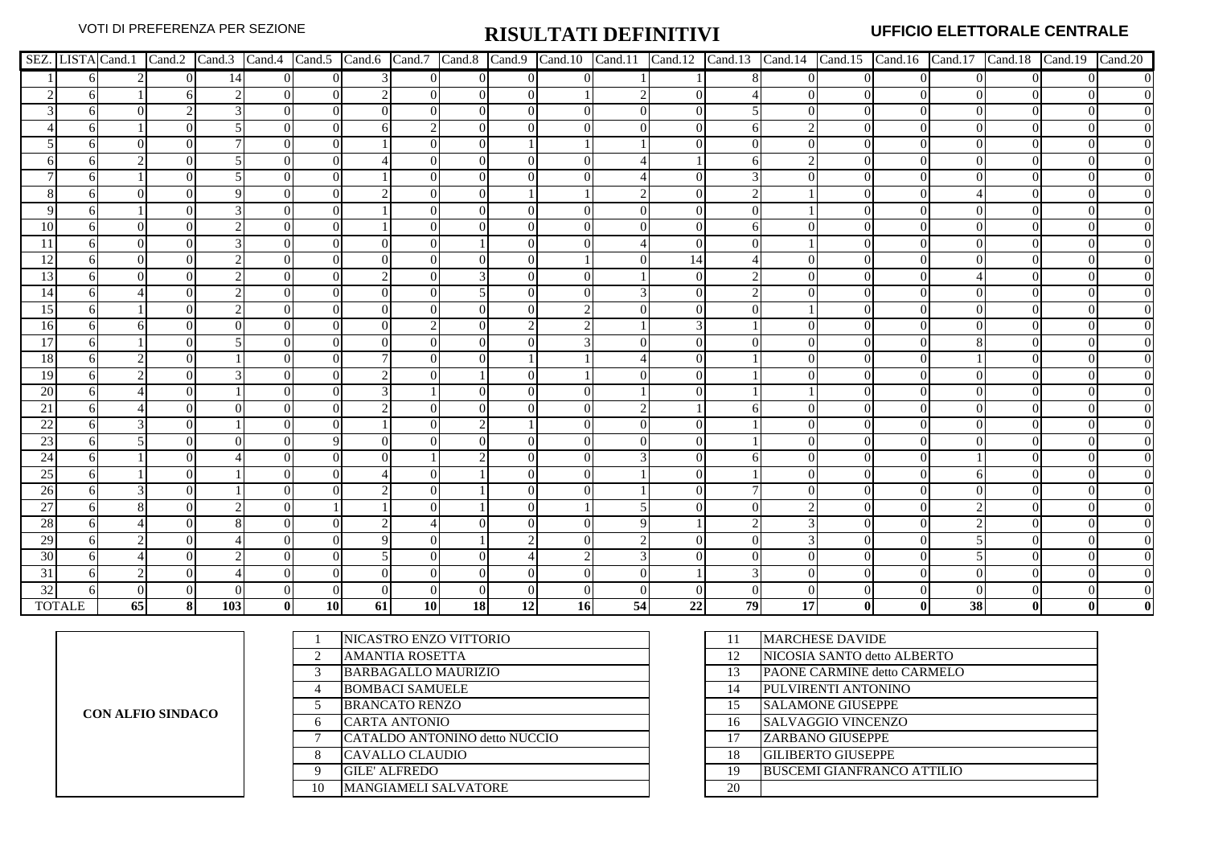VOTI DI PREFERENZA PER SEZIONE

# RISULTATI DEFINITIVI

UFFICIO ELETTORALE CENTRALE

| SEZ. | LISTA | Cand.1 | Cand.2 | Cand.3 | Cand.4 | Cand.5 | Cand.6 | Cand.7 | Cand.8 | Cand.9 | Cand.10 | Cand.11 | Cand.12 | Cand.13 | Cand.14 | Cand.15 | Cand.16 | Cand.17 | Cand.18 | Cand.19 | Cand.20 |
|---|---|---|---|---|---|---|---|---|---|---|---|---|---|---|---|---|---|---|---|---|---|
| 1 | 6 | 2 | 0 | 14 | 0 | 0 | 3 | 0 | 0 | 0 | 0 | 1 | 1 | 8 | 0 | 0 | 0 | 0 | 0 | 0 | 0 |
| 2 | 6 | 1 | 6 | 2 | 0 | 0 | 2 | 0 | 0 | 0 | 1 | 2 | 0 | 4 | 0 | 0 | 0 | 0 | 0 | 0 | 0 |
| 3 | 6 | 0 | 2 | 3 | 0 | 0 | 0 | 0 | 0 | 0 | 0 | 0 | 0 | 5 | 0 | 0 | 0 | 0 | 0 | 0 | 0 |
| 4 | 6 | 1 | 0 | 5 | 0 | 0 | 6 | 2 | 0 | 0 | 0 | 0 | 0 | 6 | 2 | 0 | 0 | 0 | 0 | 0 | 0 |
| 5 | 6 | 0 | 0 | 7 | 0 | 0 | 1 | 0 | 0 | 1 | 1 | 1 | 0 | 0 | 0 | 0 | 0 | 0 | 0 | 0 | 0 |
| 6 | 6 | 2 | 0 | 5 | 0 | 0 | 4 | 0 | 0 | 0 | 0 | 4 | 1 | 6 | 2 | 0 | 0 | 0 | 0 | 0 | 0 |
| 7 | 6 | 1 | 0 | 5 | 0 | 0 | 1 | 0 | 0 | 0 | 0 | 4 | 0 | 3 | 0 | 0 | 0 | 0 | 0 | 0 | 0 |
| 8 | 6 | 0 | 0 | 9 | 0 | 0 | 2 | 0 | 0 | 1 | 1 | 2 | 0 | 2 | 1 | 0 | 0 | 4 | 0 | 0 | 0 |
| 9 | 6 | 1 | 0 | 3 | 0 | 0 | 1 | 0 | 0 | 0 | 0 | 0 | 0 | 0 | 1 | 0 | 0 | 0 | 0 | 0 | 0 |
| 10 | 6 | 0 | 0 | 2 | 0 | 0 | 1 | 0 | 0 | 0 | 0 | 0 | 0 | 6 | 0 | 0 | 0 | 0 | 0 | 0 | 0 |
| 11 | 6 | 0 | 0 | 3 | 0 | 0 | 0 | 0 | 1 | 0 | 0 | 4 | 0 | 0 | 1 | 0 | 0 | 0 | 0 | 0 | 0 |
| 12 | 6 | 0 | 0 | 2 | 0 | 0 | 0 | 0 | 0 | 0 | 1 | 0 | 14 | 4 | 0 | 0 | 0 | 0 | 0 | 0 | 0 |
| 13 | 6 | 0 | 0 | 2 | 0 | 0 | 2 | 0 | 3 | 0 | 0 | 1 | 0 | 2 | 0 | 0 | 0 | 4 | 0 | 0 | 0 |
| 14 | 6 | 4 | 0 | 2 | 0 | 0 | 0 | 0 | 5 | 0 | 0 | 3 | 0 | 2 | 0 | 0 | 0 | 0 | 0 | 0 | 0 |
| 15 | 6 | 1 | 0 | 2 | 0 | 0 | 0 | 0 | 0 | 0 | 2 | 0 | 0 | 0 | 1 | 0 | 0 | 0 | 0 | 0 | 0 |
| 16 | 6 | 6 | 0 | 0 | 0 | 0 | 0 | 2 | 0 | 2 | 2 | 1 | 3 | 1 | 0 | 0 | 0 | 0 | 0 | 0 | 0 |
| 17 | 6 | 1 | 0 | 5 | 0 | 0 | 0 | 0 | 0 | 0 | 3 | 0 | 0 | 0 | 0 | 0 | 0 | 8 | 0 | 0 | 0 |
| 18 | 6 | 2 | 0 | 1 | 0 | 0 | 7 | 0 | 0 | 1 | 1 | 4 | 0 | 1 | 0 | 0 | 0 | 1 | 0 | 0 | 0 |
| 19 | 6 | 2 | 0 | 3 | 0 | 0 | 2 | 0 | 1 | 0 | 1 | 0 | 0 | 1 | 0 | 0 | 0 | 0 | 0 | 0 | 0 |
| 20 | 6 | 4 | 0 | 1 | 0 | 0 | 3 | 1 | 0 | 0 | 0 | 1 | 0 | 1 | 1 | 0 | 0 | 0 | 0 | 0 | 0 |
| 21 | 6 | 4 | 0 | 0 | 0 | 0 | 2 | 0 | 0 | 0 | 0 | 2 | 1 | 6 | 0 | 0 | 0 | 0 | 0 | 0 | 0 |
| 22 | 6 | 3 | 0 | 1 | 0 | 0 | 1 | 0 | 2 | 1 | 0 | 0 | 0 | 1 | 0 | 0 | 0 | 0 | 0 | 0 | 0 |
| 23 | 6 | 5 | 0 | 0 | 0 | 9 | 0 | 0 | 0 | 0 | 0 | 0 | 0 | 1 | 0 | 0 | 0 | 0 | 0 | 0 | 0 |
| 24 | 6 | 1 | 0 | 4 | 0 | 0 | 0 | 1 | 2 | 0 | 0 | 3 | 0 | 6 | 0 | 0 | 0 | 1 | 0 | 0 | 0 |
| 25 | 6 | 1 | 0 | 1 | 0 | 0 | 4 | 0 | 1 | 0 | 0 | 1 | 0 | 1 | 0 | 0 | 0 | 6 | 0 | 0 | 0 |
| 26 | 6 | 3 | 0 | 1 | 0 | 0 | 2 | 0 | 1 | 0 | 0 | 1 | 0 | 7 | 0 | 0 | 0 | 0 | 0 | 0 | 0 |
| 27 | 6 | 8 | 0 | 2 | 0 | 1 | 1 | 0 | 1 | 0 | 1 | 5 | 0 | 0 | 2 | 0 | 0 | 2 | 0 | 0 | 0 |
| 28 | 6 | 4 | 0 | 8 | 0 | 0 | 2 | 4 | 0 | 0 | 0 | 9 | 1 | 2 | 3 | 0 | 0 | 2 | 0 | 0 | 0 |
| 29 | 6 | 2 | 0 | 4 | 0 | 0 | 9 | 0 | 1 | 2 | 0 | 2 | 0 | 0 | 3 | 0 | 0 | 5 | 0 | 0 | 0 |
| 30 | 6 | 4 | 0 | 2 | 0 | 0 | 5 | 0 | 0 | 4 | 2 | 3 | 0 | 0 | 0 | 0 | 0 | 5 | 0 | 0 | 0 |
| 31 | 6 | 2 | 0 | 4 | 0 | 0 | 0 | 0 | 0 | 0 | 0 | 0 | 1 | 3 | 0 | 0 | 0 | 0 | 0 | 0 | 0 |
| 32 | 6 | 0 | 0 | 0 | 0 | 0 | 0 | 0 | 0 | 0 | 0 | 0 | 0 | 0 | 0 | 0 | 0 | 0 | 0 | 0 | 0 |
| **TOTALE** | | **65** | **8** | **103** | **0** | **10** | **61** | **10** | **18** | **12** | **16** | **54** | **22** | **79** | **17** | **0** | **0** | **38** | **0** | **0** | **0** |

**CON ALFIO SINDACO**

| N. | Candidato | N. | Candidato |
|---|---|---|---|
| 1 | NICASTRO ENZO VITTORIO | 11 | MARCHESE DAVIDE |
| 2 | AMANTIA ROSETTA | 12 | NICOSIA SANTO detto ALBERTO |
| 3 | BARBAGALLO MAURIZIO | 13 | PAONE CARMINE detto CARMELO |
| 4 | BOMBACI SAMUELE | 14 | PULVIRENTI ANTONINO |
| 5 | BRANCATO RENZO | 15 | SALAMONE GIUSEPPE |
| 6 | CARTA ANTONIO | 16 | SALVAGGIO VINCENZO |
| 7 | CATALDO ANTONINO detto NUCCIO | 17 | ZARBANO GIUSEPPE |
| 8 | CAVALLO CLAUDIO | 18 | GILIBERTO GIUSEPPE |
| 9 | GILE' ALFREDO | 19 | BUSCEMI GIANFRANCO ATTILIO |
| 10 | MANGIAMELI SALVATORE | 20 | |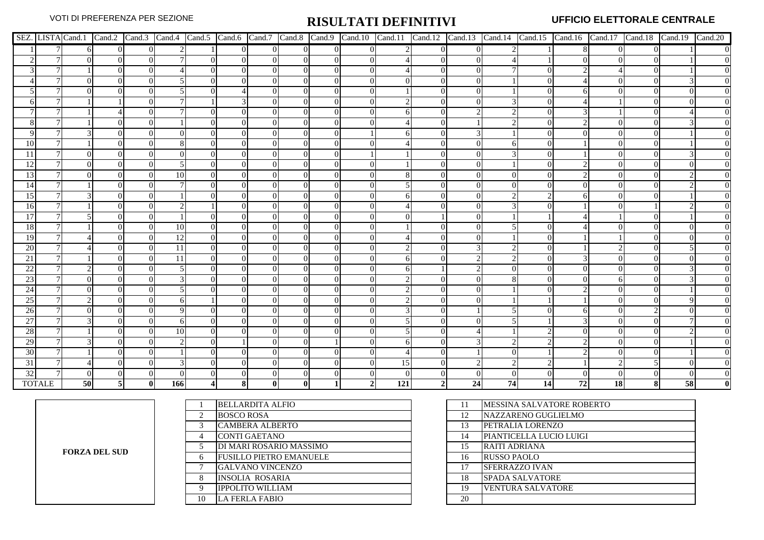VOTI DI PREFERENZA PER SEZIONE

# RISULTATI DEFINITIVI

**UFFICIO ELETTORALE CENTRALE**

| SEZ. | LISTA | Cand.1 | Cand.2 | Cand.3 | Cand.4 | Cand.5 | Cand.6 | Cand.7 | Cand.8 | Cand.9 | Cand.10 | Cand.11 | Cand.12 | Cand.13 | Cand.14 | Cand.15 | Cand.16 | Cand.17 | Cand.18 | Cand.19 | Cand.20 |
|---|---|---|---|---|---|---|---|---|---|---|---|---|---|---|---|---|---|---|---|---|---|
| 1 | 7 | 6 | 0 | 0 | 2 | 1 | 0 | 0 | 0 | 0 | 0 | 2 | 0 | 0 | 2 | 1 | 8 | 0 | 0 | 1 | 0 |
| 2 | 7 | 0 | 0 | 0 | 7 | 0 | 0 | 0 | 0 | 0 | 0 | 4 | 0 | 0 | 4 | 1 | 0 | 0 | 0 | 1 | 0 |
| 3 | 7 | 1 | 0 | 0 | 4 | 0 | 0 | 0 | 0 | 0 | 0 | 4 | 0 | 0 | 7 | 0 | 2 | 4 | 0 | 1 | 0 |
| 4 | 7 | 0 | 0 | 0 | 5 | 0 | 0 | 0 | 0 | 0 | 0 | 0 | 0 | 0 | 1 | 0 | 4 | 0 | 0 | 3 | 0 |
| 5 | 7 | 0 | 0 | 0 | 5 | 0 | 4 | 0 | 0 | 0 | 0 | 1 | 0 | 0 | 1 | 0 | 6 | 0 | 0 | 0 | 0 |
| 6 | 7 | 1 | 1 | 0 | 7 | 1 | 3 | 0 | 0 | 0 | 0 | 2 | 0 | 0 | 3 | 0 | 4 | 1 | 0 | 0 | 0 |
| 7 | 7 | 1 | 4 | 0 | 7 | 0 | 0 | 0 | 0 | 0 | 0 | 6 | 0 | 2 | 2 | 0 | 3 | 1 | 0 | 4 | 0 |
| 8 | 7 | 1 | 0 | 0 | 1 | 0 | 0 | 0 | 0 | 0 | 0 | 4 | 0 | 1 | 2 | 0 | 2 | 0 | 0 | 3 | 0 |
| 9 | 7 | 3 | 0 | 0 | 0 | 0 | 0 | 0 | 0 | 0 | 1 | 6 | 0 | 3 | 1 | 0 | 0 | 0 | 0 | 1 | 0 |
| 10 | 7 | 1 | 0 | 0 | 8 | 0 | 0 | 0 | 0 | 0 | 0 | 4 | 0 | 0 | 6 | 0 | 1 | 0 | 0 | 1 | 0 |
| 11 | 7 | 0 | 0 | 0 | 0 | 0 | 0 | 0 | 0 | 0 | 1 | 1 | 0 | 0 | 3 | 0 | 1 | 0 | 0 | 3 | 0 |
| 12 | 7 | 0 | 0 | 0 | 5 | 0 | 0 | 0 | 0 | 0 | 0 | 1 | 0 | 0 | 1 | 0 | 2 | 0 | 0 | 0 | 0 |
| 13 | 7 | 0 | 0 | 0 | 10 | 0 | 0 | 0 | 0 | 0 | 0 | 8 | 0 | 0 | 0 | 0 | 2 | 0 | 0 | 2 | 0 |
| 14 | 7 | 1 | 0 | 0 | 7 | 0 | 0 | 0 | 0 | 0 | 0 | 5 | 0 | 0 | 0 | 0 | 0 | 0 | 0 | 2 | 0 |
| 15 | 7 | 3 | 0 | 0 | 1 | 0 | 0 | 0 | 0 | 0 | 0 | 6 | 0 | 0 | 2 | 2 | 6 | 0 | 0 | 1 | 0 |
| 16 | 7 | 1 | 0 | 0 | 2 | 1 | 0 | 0 | 0 | 0 | 0 | 4 | 0 | 0 | 3 | 0 | 1 | 0 | 1 | 2 | 0 |
| 17 | 7 | 5 | 0 | 0 | 1 | 0 | 0 | 0 | 0 | 0 | 0 | 0 | 1 | 0 | 1 | 1 | 4 | 1 | 0 | 1 | 0 |
| 18 | 7 | 1 | 0 | 0 | 10 | 0 | 0 | 0 | 0 | 0 | 0 | 1 | 0 | 0 | 5 | 0 | 4 | 0 | 0 | 0 | 0 |
| 19 | 7 | 4 | 0 | 0 | 12 | 0 | 0 | 0 | 0 | 0 | 0 | 4 | 0 | 0 | 1 | 0 | 1 | 1 | 0 | 0 | 0 |
| 20 | 7 | 4 | 0 | 0 | 11 | 0 | 0 | 0 | 0 | 0 | 0 | 2 | 0 | 3 | 2 | 0 | 1 | 2 | 0 | 5 | 0 |
| 21 | 7 | 1 | 0 | 0 | 11 | 0 | 0 | 0 | 0 | 0 | 0 | 6 | 0 | 2 | 2 | 0 | 3 | 0 | 0 | 0 | 0 |
| 22 | 7 | 2 | 0 | 0 | 5 | 0 | 0 | 0 | 0 | 0 | 0 | 6 | 1 | 2 | 0 | 0 | 0 | 0 | 0 | 3 | 0 |
| 23 | 7 | 0 | 0 | 0 | 3 | 0 | 0 | 0 | 0 | 0 | 0 | 2 | 0 | 0 | 8 | 0 | 0 | 6 | 0 | 3 | 0 |
| 24 | 7 | 0 | 0 | 0 | 5 | 0 | 0 | 0 | 0 | 0 | 0 | 2 | 0 | 0 | 1 | 0 | 2 | 0 | 0 | 1 | 0 |
| 25 | 7 | 2 | 0 | 0 | 6 | 1 | 0 | 0 | 0 | 0 | 0 | 2 | 0 | 0 | 1 | 1 | 1 | 0 | 0 | 9 | 0 |
| 26 | 7 | 0 | 0 | 0 | 9 | 0 | 0 | 0 | 0 | 0 | 0 | 3 | 0 | 1 | 5 | 0 | 6 | 0 | 2 | 0 | 0 |
| 27 | 7 | 3 | 0 | 0 | 6 | 0 | 0 | 0 | 0 | 0 | 0 | 5 | 0 | 0 | 5 | 1 | 3 | 0 | 0 | 7 | 0 |
| 28 | 7 | 1 | 0 | 0 | 10 | 0 | 0 | 0 | 0 | 0 | 0 | 5 | 0 | 4 | 1 | 2 | 0 | 0 | 0 | 2 | 0 |
| 29 | 7 | 3 | 0 | 0 | 2 | 0 | 1 | 0 | 0 | 1 | 0 | 6 | 0 | 3 | 2 | 2 | 2 | 0 | 0 | 1 | 0 |
| 30 | 7 | 1 | 0 | 0 | 1 | 0 | 0 | 0 | 0 | 0 | 0 | 4 | 0 | 1 | 0 | 1 | 2 | 0 | 0 | 1 | 0 |
| 31 | 7 | 4 | 0 | 0 | 3 | 0 | 0 | 0 | 0 | 0 | 0 | 15 | 0 | 2 | 2 | 2 | 1 | 2 | 5 | 0 | 0 |
| 32 | 7 | 0 | 0 | 0 | 0 | 0 | 0 | 0 | 0 | 0 | 0 | 0 | 0 | 0 | 0 | 0 | 0 | 0 | 0 | 0 | 0 |
| **TOTALE** | | **50** | **5** | **0** | **166** | **4** | **8** | **0** | **0** | **1** | **2** | **121** | **2** | **24** | **74** | **14** | **72** | **18** | **8** | **58** | **0** |

**FORZA DEL SUD**

| N. | Candidato | N. | Candidato |
|---|---|---|---|
| 1 | BELLARDITA ALFIO | 11 | MESSINA SALVATORE ROBERTO |
| 2 | BOSCO ROSA | 12 | NAZZARENO GUGLIELMO |
| 3 | CAMBERA ALBERTO | 13 | PETRALIA LORENZO |
| 4 | CONTI GAETANO | 14 | PIANTICELLA LUCIO LUIGI |
| 5 | DI MARI ROSARIO MASSIMO | 15 | RAITI ADRIANA |
| 6 | FUSILLO PIETRO EMANUELE | 16 | RUSSO PAOLO |
| 7 | GALVANO VINCENZO | 17 | SFERRAZZO IVAN |
| 8 | INSOLIA ROSARIA | 18 | SPADA SALVATORE |
| 9 | IPPOLITO WILLIAM | 19 | VENTURA SALVATORE |
| 10 | LA FERLA FABIO | 20 | |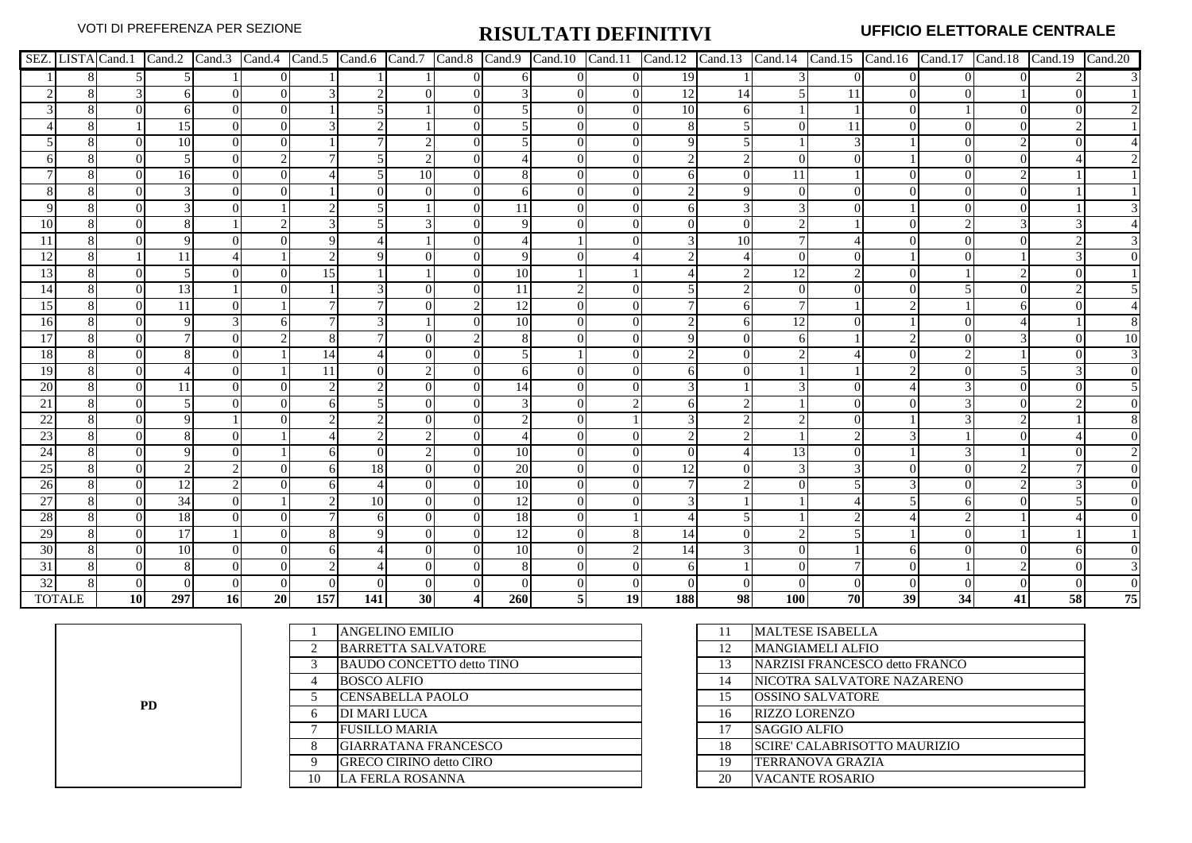VOTI DI PREFERENZA PER SEZIONE

# RISULTATI DEFINITIVI

**UFFICIO ELETTORALE CENTRALE**

| SEZ. | LISTA | Cand.1 | Cand.2 | Cand.3 | Cand.4 | Cand.5 | Cand.6 | Cand.7 | Cand.8 | Cand.9 | Cand.10 | Cand.11 | Cand.12 | Cand.13 | Cand.14 | Cand.15 | Cand.16 | Cand.17 | Cand.18 | Cand.19 | Cand.20 |
|---|---|---|---|---|---|---|---|---|---|---|---|---|---|---|---|---|---|---|---|---|---|
| 1 | 8 | 5 | 5 | 1 | 0 | 1 | 1 | 1 | 0 | 6 | 0 | 0 | 19 | 1 | 3 | 0 | 0 | 0 | 0 | 2 | 3 |
| 2 | 8 | 3 | 6 | 0 | 0 | 3 | 2 | 0 | 0 | 3 | 0 | 0 | 12 | 14 | 5 | 11 | 0 | 0 | 1 | 0 | 1 |
| 3 | 8 | 0 | 6 | 0 | 0 | 1 | 5 | 1 | 0 | 5 | 0 | 0 | 10 | 6 | 1 | 1 | 0 | 1 | 0 | 0 | 2 |
| 4 | 8 | 1 | 15 | 0 | 0 | 3 | 2 | 1 | 0 | 5 | 0 | 0 | 8 | 5 | 0 | 11 | 0 | 0 | 0 | 2 | 1 |
| 5 | 8 | 0 | 10 | 0 | 0 | 1 | 7 | 2 | 0 | 5 | 0 | 0 | 9 | 5 | 1 | 3 | 1 | 0 | 2 | 0 | 4 |
| 6 | 8 | 0 | 5 | 0 | 2 | 7 | 5 | 2 | 0 | 4 | 0 | 0 | 2 | 2 | 0 | 0 | 1 | 0 | 0 | 4 | 2 |
| 7 | 8 | 0 | 16 | 0 | 0 | 4 | 5 | 10 | 0 | 8 | 0 | 0 | 6 | 0 | 11 | 1 | 0 | 0 | 2 | 1 | 1 |
| 8 | 8 | 0 | 3 | 0 | 0 | 1 | 0 | 0 | 0 | 6 | 0 | 0 | 2 | 9 | 0 | 0 | 0 | 0 | 0 | 1 | 1 |
| 9 | 8 | 0 | 3 | 0 | 1 | 2 | 5 | 1 | 0 | 11 | 0 | 0 | 6 | 3 | 3 | 0 | 1 | 0 | 0 | 1 | 3 |
| 10 | 8 | 0 | 8 | 1 | 2 | 3 | 5 | 3 | 0 | 9 | 0 | 0 | 0 | 0 | 2 | 1 | 0 | 2 | 3 | 3 | 4 |
| 11 | 8 | 0 | 9 | 0 | 0 | 9 | 4 | 1 | 0 | 4 | 1 | 0 | 3 | 10 | 7 | 4 | 0 | 0 | 0 | 2 | 3 |
| 12 | 8 | 1 | 11 | 4 | 1 | 2 | 9 | 0 | 0 | 9 | 0 | 4 | 2 | 4 | 0 | 0 | 1 | 0 | 1 | 3 | 0 |
| 13 | 8 | 0 | 5 | 0 | 0 | 15 | 1 | 1 | 0 | 10 | 1 | 1 | 4 | 2 | 12 | 2 | 0 | 1 | 2 | 0 | 1 |
| 14 | 8 | 0 | 13 | 1 | 0 | 1 | 3 | 0 | 0 | 11 | 2 | 0 | 5 | 2 | 0 | 0 | 0 | 5 | 0 | 2 | 5 |
| 15 | 8 | 0 | 11 | 0 | 1 | 7 | 7 | 0 | 2 | 12 | 0 | 0 | 7 | 6 | 7 | 1 | 2 | 1 | 6 | 0 | 4 |
| 16 | 8 | 0 | 9 | 3 | 6 | 7 | 3 | 1 | 0 | 10 | 0 | 0 | 2 | 6 | 12 | 0 | 1 | 0 | 4 | 1 | 8 |
| 17 | 8 | 0 | 7 | 0 | 2 | 8 | 7 | 0 | 2 | 8 | 0 | 0 | 9 | 0 | 6 | 1 | 2 | 0 | 3 | 0 | 10 |
| 18 | 8 | 0 | 8 | 0 | 1 | 14 | 4 | 0 | 0 | 5 | 1 | 0 | 2 | 0 | 2 | 4 | 0 | 2 | 1 | 0 | 3 |
| 19 | 8 | 0 | 4 | 0 | 1 | 11 | 0 | 2 | 0 | 6 | 0 | 0 | 6 | 0 | 1 | 1 | 2 | 0 | 5 | 3 | 0 |
| 20 | 8 | 0 | 11 | 0 | 0 | 2 | 2 | 0 | 0 | 14 | 0 | 0 | 3 | 1 | 3 | 0 | 4 | 3 | 0 | 0 | 5 |
| 21 | 8 | 0 | 5 | 0 | 0 | 6 | 5 | 0 | 0 | 3 | 0 | 2 | 6 | 2 | 1 | 0 | 0 | 3 | 0 | 2 | 0 |
| 22 | 8 | 0 | 9 | 1 | 0 | 2 | 2 | 0 | 0 | 2 | 0 | 1 | 3 | 2 | 2 | 0 | 1 | 3 | 2 | 1 | 8 |
| 23 | 8 | 0 | 8 | 0 | 1 | 4 | 2 | 2 | 0 | 4 | 0 | 0 | 2 | 2 | 1 | 2 | 3 | 1 | 0 | 4 | 0 |
| 24 | 8 | 0 | 9 | 0 | 1 | 6 | 0 | 2 | 0 | 10 | 0 | 0 | 0 | 4 | 13 | 0 | 1 | 3 | 1 | 0 | 2 |
| 25 | 8 | 0 | 2 | 2 | 0 | 6 | 18 | 0 | 0 | 20 | 0 | 0 | 12 | 0 | 3 | 3 | 0 | 0 | 2 | 7 | 0 |
| 26 | 8 | 0 | 12 | 2 | 0 | 6 | 4 | 0 | 0 | 10 | 0 | 0 | 7 | 2 | 0 | 5 | 3 | 0 | 2 | 3 | 0 |
| 27 | 8 | 0 | 34 | 0 | 1 | 2 | 10 | 0 | 0 | 12 | 0 | 0 | 3 | 1 | 1 | 4 | 5 | 6 | 0 | 5 | 0 |
| 28 | 8 | 0 | 18 | 0 | 0 | 7 | 6 | 0 | 0 | 18 | 0 | 1 | 4 | 5 | 1 | 2 | 4 | 2 | 1 | 4 | 0 |
| 29 | 8 | 0 | 17 | 1 | 0 | 8 | 9 | 0 | 0 | 12 | 0 | 8 | 14 | 0 | 2 | 5 | 1 | 0 | 1 | 1 | 1 |
| 30 | 8 | 0 | 10 | 0 | 0 | 6 | 4 | 0 | 0 | 10 | 0 | 2 | 14 | 3 | 0 | 1 | 6 | 0 | 0 | 6 | 0 |
| 31 | 8 | 0 | 8 | 0 | 0 | 2 | 4 | 0 | 0 | 8 | 0 | 0 | 6 | 1 | 0 | 7 | 0 | 1 | 2 | 0 | 3 |
| 32 | 8 | 0 | 0 | 0 | 0 | 0 | 0 | 0 | 0 | 0 | 0 | 0 | 0 | 0 | 0 | 0 | 0 | 0 | 0 | 0 | 0 |
| TOTALE | | **10** | **297** | **16** | **20** | **157** | **141** | **30** | **4** | **260** | **5** | **19** | **188** | **98** | **100** | **70** | **39** | **34** | **41** | **58** | **75** |

**PD**

| N. | Candidato |
|---|---|
| 1 | ANGELINO EMILIO |
| 2 | BARRETTA SALVATORE |
| 3 | BAUDO CONCETTO detto TINO |
| 4 | BOSCO ALFIO |
| 5 | CENSABELLA PAOLO |
| 6 | DI MARI LUCA |
| 7 | FUSILLO MARIA |
| 8 | GIARRATANA FRANCESCO |
| 9 | GRECO CIRINO detto CIRO |
| 10 | LA FERLA ROSANNA |

| N. | Candidato |
|---|---|
| 11 | MALTESE ISABELLA |
| 12 | MANGIAMELI ALFIO |
| 13 | NARZISI FRANCESCO detto FRANCO |
| 14 | NICOTRA SALVATORE NAZARENO |
| 15 | OSSINO SALVATORE |
| 16 | RIZZO LORENZO |
| 17 | SAGGIO ALFIO |
| 18 | SCIRE' CALABRISOTTO MAURIZIO |
| 19 | TERRANOVA GRAZIA |
| 20 | VACANTE ROSARIO |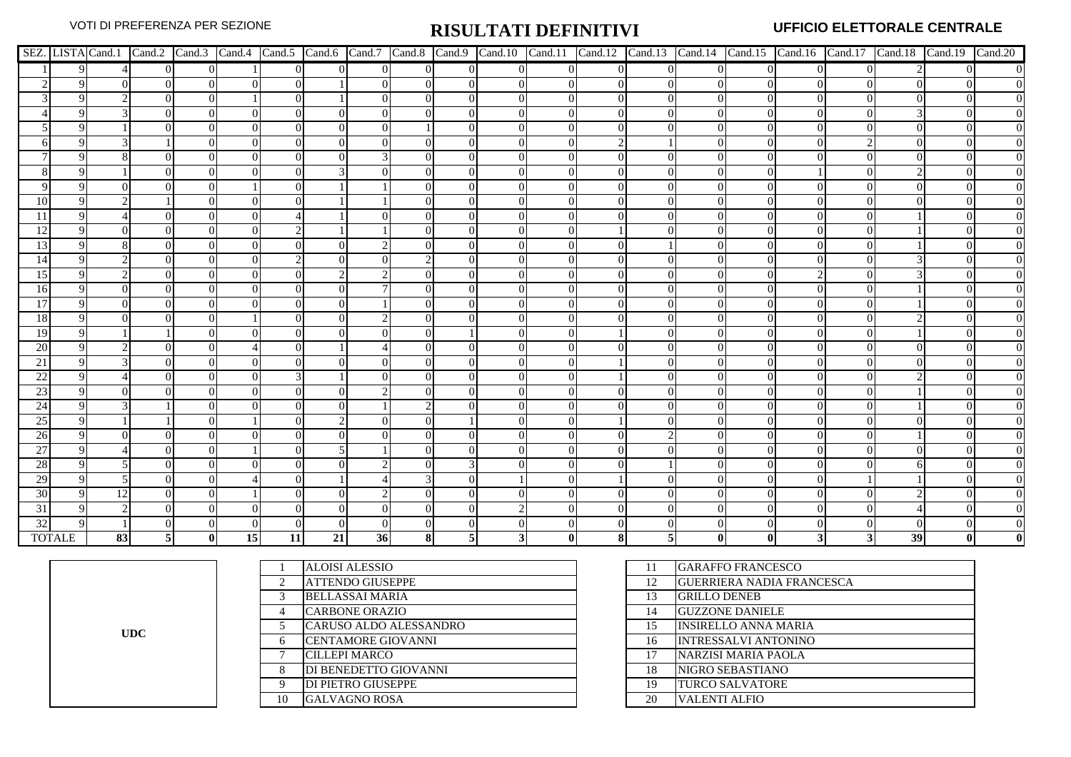VOTI DI PREFERENZA PER SEZIONE

# RISULTATI DEFINITIVI

**UFFICIO ELETTORALE CENTRALE**

| SEZ. | LISTA | Cand.1 | Cand.2 | Cand.3 | Cand.4 | Cand.5 | Cand.6 | Cand.7 | Cand.8 | Cand.9 | Cand.10 | Cand.11 | Cand.12 | Cand.13 | Cand.14 | Cand.15 | Cand.16 | Cand.17 | Cand.18 | Cand.19 | Cand.20 |
|---|---|---|---|---|---|---|---|---|---|---|---|---|---|---|---|---|---|---|---|---|---|
| 1 | 9 | 4 | 0 | 0 | 1 | 0 | 0 | 0 | 0 | 0 | 0 | 0 | 0 | 0 | 0 | 0 | 0 | 0 | 2 | 0 | 0 |
| 2 | 9 | 0 | 0 | 0 | 0 | 0 | 1 | 0 | 0 | 0 | 0 | 0 | 0 | 0 | 0 | 0 | 0 | 0 | 0 | 0 | 0 |
| 3 | 9 | 2 | 0 | 0 | 1 | 0 | 1 | 0 | 0 | 0 | 0 | 0 | 0 | 0 | 0 | 0 | 0 | 0 | 0 | 0 | 0 |
| 4 | 9 | 3 | 0 | 0 | 0 | 0 | 0 | 0 | 0 | 0 | 0 | 0 | 0 | 0 | 0 | 0 | 0 | 0 | 3 | 0 | 0 |
| 5 | 9 | 1 | 0 | 0 | 0 | 0 | 0 | 0 | 1 | 0 | 0 | 0 | 0 | 0 | 0 | 0 | 0 | 0 | 0 | 0 | 0 |
| 6 | 9 | 3 | 1 | 0 | 0 | 0 | 0 | 0 | 0 | 0 | 0 | 0 | 2 | 1 | 0 | 0 | 0 | 2 | 0 | 0 | 0 |
| 7 | 9 | 8 | 0 | 0 | 0 | 0 | 0 | 3 | 0 | 0 | 0 | 0 | 0 | 0 | 0 | 0 | 0 | 0 | 0 | 0 | 0 |
| 8 | 9 | 1 | 0 | 0 | 0 | 0 | 3 | 0 | 0 | 0 | 0 | 0 | 0 | 0 | 0 | 0 | 1 | 0 | 2 | 0 | 0 |
| 9 | 9 | 0 | 0 | 0 | 1 | 0 | 1 | 1 | 0 | 0 | 0 | 0 | 0 | 0 | 0 | 0 | 0 | 0 | 0 | 0 | 0 |
| 10 | 9 | 2 | 1 | 0 | 0 | 0 | 1 | 1 | 0 | 0 | 0 | 0 | 0 | 0 | 0 | 0 | 0 | 0 | 0 | 0 | 0 |
| 11 | 9 | 4 | 0 | 0 | 0 | 4 | 1 | 0 | 0 | 0 | 0 | 0 | 0 | 0 | 0 | 0 | 0 | 0 | 1 | 0 | 0 |
| 12 | 9 | 0 | 0 | 0 | 0 | 2 | 1 | 1 | 0 | 0 | 0 | 0 | 1 | 0 | 0 | 0 | 0 | 0 | 1 | 0 | 0 |
| 13 | 9 | 8 | 0 | 0 | 0 | 0 | 0 | 2 | 0 | 0 | 0 | 0 | 0 | 1 | 0 | 0 | 0 | 0 | 1 | 0 | 0 |
| 14 | 9 | 2 | 0 | 0 | 0 | 2 | 0 | 0 | 2 | 0 | 0 | 0 | 0 | 0 | 0 | 0 | 0 | 0 | 3 | 0 | 0 |
| 15 | 9 | 2 | 0 | 0 | 0 | 0 | 2 | 2 | 0 | 0 | 0 | 0 | 0 | 0 | 0 | 0 | 2 | 0 | 3 | 0 | 0 |
| 16 | 9 | 0 | 0 | 0 | 0 | 0 | 0 | 7 | 0 | 0 | 0 | 0 | 0 | 0 | 0 | 0 | 0 | 0 | 1 | 0 | 0 |
| 17 | 9 | 0 | 0 | 0 | 0 | 0 | 0 | 1 | 0 | 0 | 0 | 0 | 0 | 0 | 0 | 0 | 0 | 0 | 1 | 0 | 0 |
| 18 | 9 | 0 | 0 | 0 | 1 | 0 | 0 | 2 | 0 | 0 | 0 | 0 | 0 | 0 | 0 | 0 | 0 | 0 | 2 | 0 | 0 |
| 19 | 9 | 1 | 1 | 0 | 0 | 0 | 0 | 0 | 0 | 1 | 0 | 0 | 1 | 0 | 0 | 0 | 0 | 0 | 1 | 0 | 0 |
| 20 | 9 | 2 | 0 | 0 | 4 | 0 | 1 | 4 | 0 | 0 | 0 | 0 | 0 | 0 | 0 | 0 | 0 | 0 | 0 | 0 | 0 |
| 21 | 9 | 3 | 0 | 0 | 0 | 0 | 0 | 0 | 0 | 0 | 0 | 0 | 1 | 0 | 0 | 0 | 0 | 0 | 0 | 0 | 0 |
| 22 | 9 | 4 | 0 | 0 | 0 | 3 | 1 | 0 | 0 | 0 | 0 | 0 | 1 | 0 | 0 | 0 | 0 | 0 | 2 | 0 | 0 |
| 23 | 9 | 0 | 0 | 0 | 0 | 0 | 0 | 2 | 0 | 0 | 0 | 0 | 0 | 0 | 0 | 0 | 0 | 0 | 1 | 0 | 0 |
| 24 | 9 | 3 | 1 | 0 | 0 | 0 | 0 | 1 | 2 | 0 | 0 | 0 | 0 | 0 | 0 | 0 | 0 | 0 | 1 | 0 | 0 |
| 25 | 9 | 1 | 1 | 0 | 1 | 0 | 2 | 0 | 0 | 1 | 0 | 0 | 1 | 0 | 0 | 0 | 0 | 0 | 0 | 0 | 0 |
| 26 | 9 | 0 | 0 | 0 | 0 | 0 | 0 | 0 | 0 | 0 | 0 | 0 | 0 | 2 | 0 | 0 | 0 | 0 | 1 | 0 | 0 |
| 27 | 9 | 4 | 0 | 0 | 1 | 0 | 5 | 1 | 0 | 0 | 0 | 0 | 0 | 0 | 0 | 0 | 0 | 0 | 0 | 0 | 0 |
| 28 | 9 | 5 | 0 | 0 | 0 | 0 | 0 | 2 | 0 | 3 | 0 | 0 | 0 | 1 | 0 | 0 | 0 | 0 | 6 | 0 | 0 |
| 29 | 9 | 5 | 0 | 0 | 4 | 0 | 1 | 4 | 3 | 0 | 1 | 0 | 1 | 0 | 0 | 0 | 0 | 1 | 1 | 0 | 0 |
| 30 | 9 | 12 | 0 | 0 | 1 | 0 | 0 | 2 | 0 | 0 | 0 | 0 | 0 | 0 | 0 | 0 | 0 | 0 | 2 | 0 | 0 |
| 31 | 9 | 2 | 0 | 0 | 0 | 0 | 0 | 0 | 0 | 0 | 2 | 0 | 0 | 0 | 0 | 0 | 0 | 0 | 4 | 0 | 0 |
| 32 | 9 | 1 | 0 | 0 | 0 | 0 | 0 | 0 | 0 | 0 | 0 | 0 | 0 | 0 | 0 | 0 | 0 | 0 | 0 | 0 | 0 |
| **TOTALE** | | **83** | **5** | **0** | **15** | **11** | **21** | **36** | **8** | **5** | **3** | **0** | **8** | **5** | **0** | **0** | **3** | **3** | **39** | **0** | **0** |

**UDC**

| N. | Candidato | N. | Candidato |
|---|---|---|---|
| 1 | ALOISI ALESSIO | 11 | GARAFFO FRANCESCO |
| 2 | ATTENDO GIUSEPPE | 12 | GUERRIERA NADIA FRANCESCA |
| 3 | BELLASSAI MARIA | 13 | GRILLO DENEB |
| 4 | CARBONE ORAZIO | 14 | GUZZONE DANIELE |
| 5 | CARUSO ALDO ALESSANDRO | 15 | INSIRELLO ANNA MARIA |
| 6 | CENTAMORE GIOVANNI | 16 | INTRESSALVI ANTONINO |
| 7 | CILLEPI MARCO | 17 | NARZISI MARIA PAOLA |
| 8 | DI BENEDETTO GIOVANNI | 18 | NIGRO SEBASTIANO |
| 9 | DI PIETRO GIUSEPPE | 19 | TURCO SALVATORE |
| 10 | GALVAGNO ROSA | 20 | VALENTI ALFIO |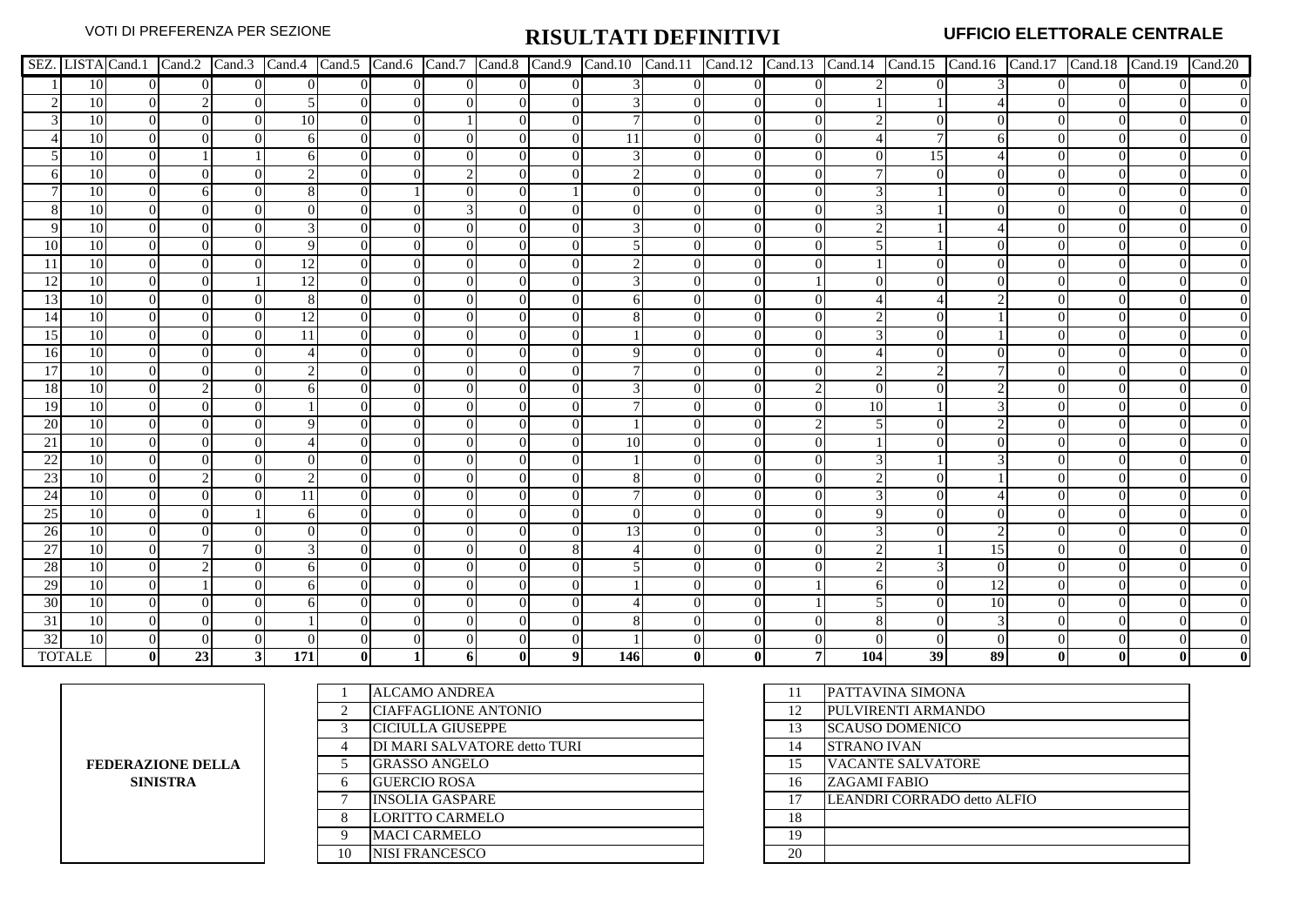VOTI DI PREFERENZA PER SEZIONE

# RISULTATI DEFINITIVI

**UFFICIO ELETTORALE CENTRALE**

| SEZ. | LISTA | Cand.1 | Cand.2 | Cand.3 | Cand.4 | Cand.5 | Cand.6 | Cand.7 | Cand.8 | Cand.9 | Cand.10 | Cand.11 | Cand.12 | Cand.13 | Cand.14 | Cand.15 | Cand.16 | Cand.17 | Cand.18 | Cand.19 | Cand.20 |
|---|---|---|---|---|---|---|---|---|---|---|---|---|---|---|---|---|---|---|---|---|---|
| 1 | 10 | 0 | 0 | 0 | 0 | 0 | 0 | 0 | 0 | 0 | 3 | 0 | 0 | 0 | 2 | 0 | 3 | 0 | 0 | 0 | 0 |
| 2 | 10 | 0 | 2 | 0 | 5 | 0 | 0 | 0 | 0 | 0 | 3 | 0 | 0 | 0 | 1 | 1 | 4 | 0 | 0 | 0 | 0 |
| 3 | 10 | 0 | 0 | 0 | 10 | 0 | 0 | 1 | 0 | 0 | 7 | 0 | 0 | 0 | 2 | 0 | 0 | 0 | 0 | 0 | 0 |
| 4 | 10 | 0 | 0 | 0 | 6 | 0 | 0 | 0 | 0 | 0 | 11 | 0 | 0 | 0 | 4 | 7 | 6 | 0 | 0 | 0 | 0 |
| 5 | 10 | 0 | 1 | 1 | 6 | 0 | 0 | 0 | 0 | 0 | 3 | 0 | 0 | 0 | 0 | 15 | 4 | 0 | 0 | 0 | 0 |
| 6 | 10 | 0 | 0 | 0 | 2 | 0 | 0 | 2 | 0 | 0 | 2 | 0 | 0 | 0 | 7 | 0 | 0 | 0 | 0 | 0 | 0 |
| 7 | 10 | 0 | 6 | 0 | 8 | 0 | 1 | 0 | 0 | 1 | 0 | 0 | 0 | 0 | 3 | 1 | 0 | 0 | 0 | 0 | 0 |
| 8 | 10 | 0 | 0 | 0 | 0 | 0 | 0 | 3 | 0 | 0 | 0 | 0 | 0 | 0 | 3 | 1 | 0 | 0 | 0 | 0 | 0 |
| 9 | 10 | 0 | 0 | 0 | 3 | 0 | 0 | 0 | 0 | 0 | 3 | 0 | 0 | 0 | 2 | 1 | 4 | 0 | 0 | 0 | 0 |
| 10 | 10 | 0 | 0 | 0 | 9 | 0 | 0 | 0 | 0 | 0 | 5 | 0 | 0 | 0 | 5 | 1 | 0 | 0 | 0 | 0 | 0 |
| 11 | 10 | 0 | 0 | 0 | 12 | 0 | 0 | 0 | 0 | 0 | 2 | 0 | 0 | 0 | 1 | 0 | 0 | 0 | 0 | 0 | 0 |
| 12 | 10 | 0 | 0 | 1 | 12 | 0 | 0 | 0 | 0 | 0 | 3 | 0 | 0 | 1 | 0 | 0 | 0 | 0 | 0 | 0 | 0 |
| 13 | 10 | 0 | 0 | 0 | 8 | 0 | 0 | 0 | 0 | 0 | 6 | 0 | 0 | 0 | 4 | 4 | 2 | 0 | 0 | 0 | 0 |
| 14 | 10 | 0 | 0 | 0 | 12 | 0 | 0 | 0 | 0 | 0 | 8 | 0 | 0 | 0 | 2 | 0 | 1 | 0 | 0 | 0 | 0 |
| 15 | 10 | 0 | 0 | 0 | 11 | 0 | 0 | 0 | 0 | 0 | 1 | 0 | 0 | 0 | 3 | 0 | 1 | 0 | 0 | 0 | 0 |
| 16 | 10 | 0 | 0 | 0 | 4 | 0 | 0 | 0 | 0 | 0 | 9 | 0 | 0 | 0 | 4 | 0 | 0 | 0 | 0 | 0 | 0 |
| 17 | 10 | 0 | 0 | 0 | 2 | 0 | 0 | 0 | 0 | 0 | 7 | 0 | 0 | 0 | 2 | 2 | 7 | 0 | 0 | 0 | 0 |
| 18 | 10 | 0 | 2 | 0 | 6 | 0 | 0 | 0 | 0 | 0 | 3 | 0 | 0 | 2 | 0 | 0 | 2 | 0 | 0 | 0 | 0 |
| 19 | 10 | 0 | 0 | 0 | 1 | 0 | 0 | 0 | 0 | 0 | 7 | 0 | 0 | 0 | 10 | 1 | 3 | 0 | 0 | 0 | 0 |
| 20 | 10 | 0 | 0 | 0 | 9 | 0 | 0 | 0 | 0 | 0 | 1 | 0 | 0 | 2 | 5 | 0 | 2 | 0 | 0 | 0 | 0 |
| 21 | 10 | 0 | 0 | 0 | 4 | 0 | 0 | 0 | 0 | 0 | 10 | 0 | 0 | 0 | 1 | 0 | 0 | 0 | 0 | 0 | 0 |
| 22 | 10 | 0 | 0 | 0 | 0 | 0 | 0 | 0 | 0 | 0 | 1 | 0 | 0 | 0 | 3 | 1 | 3 | 0 | 0 | 0 | 0 |
| 23 | 10 | 0 | 2 | 0 | 2 | 0 | 0 | 0 | 0 | 0 | 8 | 0 | 0 | 0 | 2 | 0 | 1 | 0 | 0 | 0 | 0 |
| 24 | 10 | 0 | 0 | 0 | 11 | 0 | 0 | 0 | 0 | 0 | 7 | 0 | 0 | 0 | 3 | 0 | 4 | 0 | 0 | 0 | 0 |
| 25 | 10 | 0 | 0 | 1 | 6 | 0 | 0 | 0 | 0 | 0 | 0 | 0 | 0 | 0 | 9 | 0 | 0 | 0 | 0 | 0 | 0 |
| 26 | 10 | 0 | 0 | 0 | 0 | 0 | 0 | 0 | 0 | 0 | 13 | 0 | 0 | 0 | 3 | 0 | 2 | 0 | 0 | 0 | 0 |
| 27 | 10 | 0 | 7 | 0 | 3 | 0 | 0 | 0 | 0 | 8 | 4 | 0 | 0 | 0 | 2 | 1 | 15 | 0 | 0 | 0 | 0 |
| 28 | 10 | 0 | 2 | 0 | 6 | 0 | 0 | 0 | 0 | 0 | 5 | 0 | 0 | 0 | 2 | 3 | 0 | 0 | 0 | 0 | 0 |
| 29 | 10 | 0 | 1 | 0 | 6 | 0 | 0 | 0 | 0 | 0 | 1 | 0 | 0 | 1 | 6 | 0 | 12 | 0 | 0 | 0 | 0 |
| 30 | 10 | 0 | 0 | 0 | 6 | 0 | 0 | 0 | 0 | 0 | 4 | 0 | 0 | 1 | 5 | 0 | 10 | 0 | 0 | 0 | 0 |
| 31 | 10 | 0 | 0 | 0 | 1 | 0 | 0 | 0 | 0 | 0 | 8 | 0 | 0 | 0 | 8 | 0 | 3 | 0 | 0 | 0 | 0 |
| 32 | 10 | 0 | 0 | 0 | 0 | 0 | 0 | 0 | 0 | 0 | 1 | 0 | 0 | 0 | 0 | 0 | 0 | 0 | 0 | 0 | 0 |
| TOTALE | | **0** | **23** | **3** | **171** | **0** | **1** | **6** | **0** | **9** | **146** | **0** | **0** | **7** | **104** | **39** | **89** | **0** | **0** | **0** | **0** |

**FEDERAZIONE DELLA SINISTRA**

| N. | Candidato | N. | Candidato |
|---|---|---|---|
| 1 | ALCAMO ANDREA | 11 | PATTAVINA SIMONA |
| 2 | CIAFFAGLIONE ANTONIO | 12 | PULVIRENTI ARMANDO |
| 3 | CICIULLA GIUSEPPE | 13 | SCAUSO DOMENICO |
| 4 | DI MARI SALVATORE detto TURI | 14 | STRANO IVAN |
| 5 | GRASSO ANGELO | 15 | VACANTE SALVATORE |
| 6 | GUERCIO ROSA | 16 | ZAGAMI FABIO |
| 7 | INSOLIA GASPARE | 17 | LEANDRI CORRADO detto ALFIO |
| 8 | LORITTO CARMELO | 18 | |
| 9 | MACI CARMELO | 19 | |
| 10 | NISI FRANCESCO | 20 | |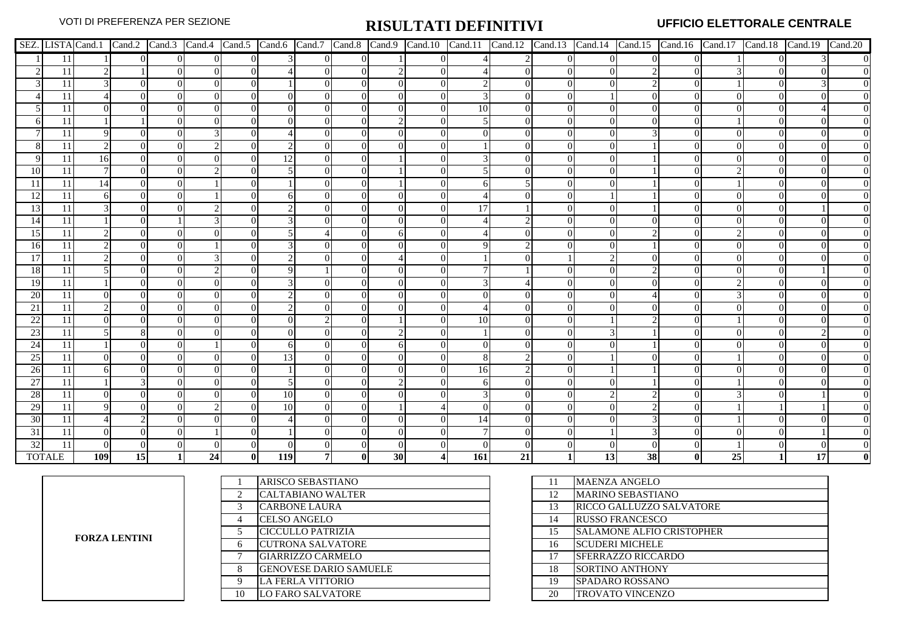VOTI DI PREFERENZA PER SEZIONE

# RISULTATI DEFINITIVI

**UFFICIO ELETTORALE CENTRALE**

| SEZ. | LISTA | Cand.1 | Cand.2 | Cand.3 | Cand.4 | Cand.5 | Cand.6 | Cand.7 | Cand.8 | Cand.9 | Cand.10 | Cand.11 | Cand.12 | Cand.13 | Cand.14 | Cand.15 | Cand.16 | Cand.17 | Cand.18 | Cand.19 | Cand.20 |
|---|---|---|---|---|---|---|---|---|---|---|---|---|---|---|---|---|---|---|---|---|---|
| 1 | 11 | 1 | 0 | 0 | 0 | 0 | 3 | 0 | 0 | 1 | 0 | 4 | 2 | 0 | 0 | 0 | 0 | 1 | 0 | 3 | 0 |
| 2 | 11 | 2 | 1 | 0 | 0 | 0 | 4 | 0 | 0 | 2 | 0 | 4 | 0 | 0 | 0 | 2 | 0 | 3 | 0 | 0 | 0 |
| 3 | 11 | 3 | 0 | 0 | 0 | 0 | 1 | 0 | 0 | 0 | 0 | 2 | 0 | 0 | 0 | 2 | 0 | 1 | 0 | 3 | 0 |
| 4 | 11 | 4 | 0 | 0 | 0 | 0 | 0 | 0 | 0 | 0 | 0 | 3 | 0 | 0 | 1 | 0 | 0 | 0 | 0 | 0 | 0 |
| 5 | 11 | 0 | 0 | 0 | 0 | 0 | 0 | 0 | 0 | 0 | 0 | 10 | 0 | 0 | 0 | 0 | 0 | 0 | 0 | 4 | 0 |
| 6 | 11 | 1 | 1 | 0 | 0 | 0 | 0 | 0 | 0 | 2 | 0 | 5 | 0 | 0 | 0 | 0 | 0 | 1 | 0 | 0 | 0 |
| 7 | 11 | 9 | 0 | 0 | 3 | 0 | 4 | 0 | 0 | 0 | 0 | 0 | 0 | 0 | 0 | 3 | 0 | 0 | 0 | 0 | 0 |
| 8 | 11 | 2 | 0 | 0 | 2 | 0 | 2 | 0 | 0 | 0 | 0 | 1 | 0 | 0 | 0 | 1 | 0 | 0 | 0 | 0 | 0 |
| 9 | 11 | 16 | 0 | 0 | 0 | 0 | 12 | 0 | 0 | 1 | 0 | 3 | 0 | 0 | 0 | 1 | 0 | 0 | 0 | 0 | 0 |
| 10 | 11 | 7 | 0 | 0 | 2 | 0 | 5 | 0 | 0 | 1 | 0 | 5 | 0 | 0 | 0 | 1 | 0 | 2 | 0 | 0 | 0 |
| 11 | 11 | 14 | 0 | 0 | 1 | 0 | 1 | 0 | 0 | 1 | 0 | 6 | 5 | 0 | 0 | 1 | 0 | 1 | 0 | 0 | 0 |
| 12 | 11 | 6 | 0 | 0 | 1 | 0 | 6 | 0 | 0 | 0 | 0 | 4 | 0 | 0 | 1 | 1 | 0 | 0 | 0 | 0 | 0 |
| 13 | 11 | 3 | 0 | 0 | 2 | 0 | 2 | 0 | 0 | 0 | 0 | 17 | 1 | 0 | 0 | 1 | 0 | 0 | 0 | 1 | 0 |
| 14 | 11 | 1 | 0 | 1 | 3 | 0 | 3 | 0 | 0 | 0 | 0 | 4 | 2 | 0 | 0 | 0 | 0 | 0 | 0 | 0 | 0 |
| 15 | 11 | 2 | 0 | 0 | 0 | 0 | 5 | 4 | 0 | 6 | 0 | 4 | 0 | 0 | 0 | 2 | 0 | 2 | 0 | 0 | 0 |
| 16 | 11 | 2 | 0 | 0 | 1 | 0 | 3 | 0 | 0 | 0 | 0 | 9 | 2 | 0 | 0 | 1 | 0 | 0 | 0 | 0 | 0 |
| 17 | 11 | 2 | 0 | 0 | 3 | 0 | 2 | 0 | 0 | 4 | 0 | 1 | 0 | 1 | 2 | 0 | 0 | 0 | 0 | 0 | 0 |
| 18 | 11 | 5 | 0 | 0 | 2 | 0 | 9 | 1 | 0 | 0 | 0 | 7 | 1 | 0 | 0 | 2 | 0 | 0 | 0 | 1 | 0 |
| 19 | 11 | 1 | 0 | 0 | 0 | 0 | 3 | 0 | 0 | 0 | 0 | 3 | 4 | 0 | 0 | 0 | 0 | 2 | 0 | 0 | 0 |
| 20 | 11 | 0 | 0 | 0 | 0 | 0 | 2 | 0 | 0 | 0 | 0 | 0 | 0 | 0 | 0 | 4 | 0 | 3 | 0 | 0 | 0 |
| 21 | 11 | 2 | 0 | 0 | 0 | 0 | 2 | 0 | 0 | 0 | 0 | 4 | 0 | 0 | 0 | 0 | 0 | 0 | 0 | 0 | 0 |
| 22 | 11 | 0 | 0 | 0 | 0 | 0 | 0 | 2 | 0 | 1 | 0 | 10 | 0 | 0 | 1 | 2 | 0 | 1 | 0 | 0 | 0 |
| 23 | 11 | 5 | 8 | 0 | 0 | 0 | 0 | 0 | 0 | 2 | 0 | 1 | 0 | 0 | 3 | 1 | 0 | 0 | 0 | 2 | 0 |
| 24 | 11 | 1 | 0 | 0 | 1 | 0 | 6 | 0 | 0 | 6 | 0 | 0 | 0 | 0 | 0 | 1 | 0 | 0 | 0 | 0 | 0 |
| 25 | 11 | 0 | 0 | 0 | 0 | 0 | 13 | 0 | 0 | 0 | 0 | 8 | 2 | 0 | 1 | 0 | 0 | 1 | 0 | 0 | 0 |
| 26 | 11 | 6 | 0 | 0 | 0 | 0 | 1 | 0 | 0 | 0 | 0 | 16 | 2 | 0 | 1 | 1 | 0 | 0 | 0 | 0 | 0 |
| 27 | 11 | 1 | 3 | 0 | 0 | 0 | 5 | 0 | 0 | 2 | 0 | 6 | 0 | 0 | 0 | 1 | 0 | 1 | 0 | 0 | 0 |
| 28 | 11 | 0 | 0 | 0 | 0 | 0 | 10 | 0 | 0 | 0 | 0 | 3 | 0 | 0 | 2 | 2 | 0 | 3 | 0 | 1 | 0 |
| 29 | 11 | 9 | 0 | 0 | 2 | 0 | 10 | 0 | 0 | 1 | 4 | 0 | 0 | 0 | 0 | 2 | 0 | 1 | 1 | 1 | 0 |
| 30 | 11 | 4 | 2 | 0 | 0 | 0 | 4 | 0 | 0 | 0 | 0 | 14 | 0 | 0 | 0 | 3 | 0 | 1 | 0 | 0 | 0 |
| 31 | 11 | 0 | 0 | 0 | 1 | 0 | 1 | 0 | 0 | 0 | 0 | 7 | 0 | 0 | 1 | 3 | 0 | 0 | 0 | 1 | 0 |
| 32 | 11 | 0 | 0 | 0 | 0 | 0 | 0 | 0 | 0 | 0 | 0 | 0 | 0 | 0 | 0 | 0 | 0 | 1 | 0 | 0 | 0 |
| **TOTALE** | | **109** | **15** | **1** | **24** | **0** | **119** | **7** | **0** | **30** | **4** | **161** | **21** | **1** | **13** | **38** | **0** | **25** | **1** | **17** | **0** |

**FORZA LENTINI**

| N. | Candidato | N. | Candidato |
|---|---|---|---|
| 1 | ARISCO SEBASTIANO | 11 | MAENZA ANGELO |
| 2 | CALTABIANO WALTER | 12 | MARINO SEBASTIANO |
| 3 | CARBONE LAURA | 13 | RICCO GALLUZZO SALVATORE |
| 4 | CELSO ANGELO | 14 | RUSSO FRANCESCO |
| 5 | CICCULLO PATRIZIA | 15 | SALAMONE ALFIO CRISTOPHER |
| 6 | CUTRONA SALVATORE | 16 | SCUDERI MICHELE |
| 7 | GIARRIZZO CARMELO | 17 | SFERRAZZO RICCARDO |
| 8 | GENOVESE DARIO SAMUELE | 18 | SORTINO ANTHONY |
| 9 | LA FERLA VITTORIO | 19 | SPADARO ROSSANO |
| 10 | LO FARO SALVATORE | 20 | TROVATO VINCENZO |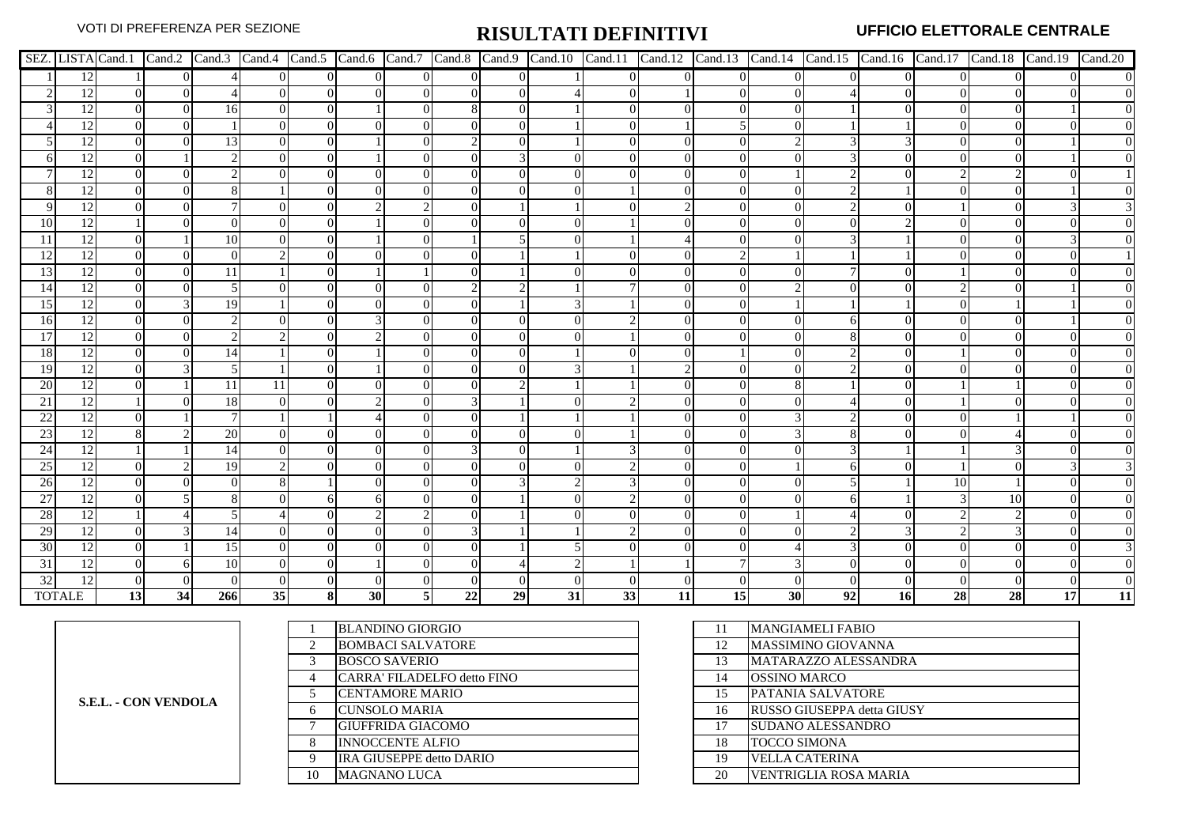VOTI DI PREFERENZA PER SEZIONE

# RISULTATI DEFINITIVI

**UFFICIO ELETTORALE CENTRALE**

| SEZ. | LISTA | Cand.1 | Cand.2 | Cand.3 | Cand.4 | Cand.5 | Cand.6 | Cand.7 | Cand.8 | Cand.9 | Cand.10 | Cand.11 | Cand.12 | Cand.13 | Cand.14 | Cand.15 | Cand.16 | Cand.17 | Cand.18 | Cand.19 | Cand.20 |
|---|---|---|---|---|---|---|---|---|---|---|---|---|---|---|---|---|---|---|---|---|---|
| 1 | 12 | 1 | 0 | 4 | 0 | 0 | 0 | 0 | 0 | 0 | 1 | 0 | 0 | 0 | 0 | 0 | 0 | 0 | 0 | 0 | 0 |
| 2 | 12 | 0 | 0 | 4 | 0 | 0 | 0 | 0 | 0 | 0 | 4 | 0 | 1 | 0 | 0 | 4 | 0 | 0 | 0 | 0 | 0 |
| 3 | 12 | 0 | 0 | 16 | 0 | 0 | 1 | 0 | 8 | 0 | 1 | 0 | 0 | 0 | 0 | 1 | 0 | 0 | 0 | 1 | 0 |
| 4 | 12 | 0 | 0 | 1 | 0 | 0 | 0 | 0 | 0 | 0 | 1 | 0 | 1 | 5 | 0 | 1 | 1 | 0 | 0 | 0 | 0 |
| 5 | 12 | 0 | 0 | 13 | 0 | 0 | 1 | 0 | 2 | 0 | 1 | 0 | 0 | 0 | 2 | 3 | 3 | 0 | 0 | 1 | 0 |
| 6 | 12 | 0 | 1 | 2 | 0 | 0 | 1 | 0 | 0 | 3 | 0 | 0 | 0 | 0 | 0 | 3 | 0 | 0 | 0 | 1 | 0 |
| 7 | 12 | 0 | 0 | 2 | 0 | 0 | 0 | 0 | 0 | 0 | 0 | 0 | 0 | 0 | 1 | 2 | 0 | 2 | 2 | 0 | 1 |
| 8 | 12 | 0 | 0 | 8 | 1 | 0 | 0 | 0 | 0 | 0 | 0 | 1 | 0 | 0 | 0 | 2 | 1 | 0 | 0 | 1 | 0 |
| 9 | 12 | 0 | 0 | 7 | 0 | 0 | 2 | 2 | 0 | 1 | 1 | 0 | 2 | 0 | 0 | 2 | 0 | 1 | 0 | 3 | 3 |
| 10 | 12 | 1 | 0 | 0 | 0 | 0 | 1 | 0 | 0 | 0 | 0 | 1 | 0 | 0 | 0 | 0 | 2 | 0 | 0 | 0 | 0 |
| 11 | 12 | 0 | 1 | 10 | 0 | 0 | 1 | 0 | 1 | 5 | 0 | 1 | 4 | 0 | 0 | 3 | 1 | 0 | 0 | 3 | 0 |
| 12 | 12 | 0 | 0 | 0 | 2 | 0 | 0 | 0 | 0 | 1 | 1 | 0 | 0 | 2 | 1 | 1 | 1 | 0 | 0 | 0 | 1 |
| 13 | 12 | 0 | 0 | 11 | 1 | 0 | 1 | 1 | 0 | 1 | 0 | 0 | 0 | 0 | 0 | 7 | 0 | 1 | 0 | 0 | 0 |
| 14 | 12 | 0 | 0 | 5 | 0 | 0 | 0 | 0 | 2 | 2 | 1 | 7 | 0 | 0 | 2 | 0 | 0 | 2 | 0 | 1 | 0 |
| 15 | 12 | 0 | 3 | 19 | 1 | 0 | 0 | 0 | 0 | 1 | 3 | 1 | 0 | 0 | 1 | 1 | 1 | 0 | 1 | 1 | 0 |
| 16 | 12 | 0 | 0 | 2 | 0 | 0 | 3 | 0 | 0 | 0 | 0 | 2 | 0 | 0 | 0 | 6 | 0 | 0 | 0 | 1 | 0 |
| 17 | 12 | 0 | 0 | 2 | 2 | 0 | 2 | 0 | 0 | 0 | 0 | 1 | 0 | 0 | 0 | 8 | 0 | 0 | 0 | 0 | 0 |
| 18 | 12 | 0 | 0 | 14 | 1 | 0 | 1 | 0 | 0 | 0 | 1 | 0 | 0 | 1 | 0 | 2 | 0 | 1 | 0 | 0 | 0 |
| 19 | 12 | 0 | 3 | 5 | 1 | 0 | 1 | 0 | 0 | 0 | 3 | 1 | 2 | 0 | 0 | 2 | 0 | 0 | 0 | 0 | 0 |
| 20 | 12 | 0 | 1 | 11 | 11 | 0 | 0 | 0 | 0 | 2 | 1 | 1 | 0 | 0 | 8 | 1 | 0 | 1 | 1 | 0 | 0 |
| 21 | 12 | 1 | 0 | 18 | 0 | 0 | 2 | 0 | 3 | 1 | 0 | 2 | 0 | 0 | 0 | 4 | 0 | 1 | 0 | 0 | 0 |
| 22 | 12 | 0 | 1 | 7 | 1 | 1 | 4 | 0 | 0 | 1 | 1 | 1 | 0 | 0 | 3 | 2 | 0 | 0 | 1 | 1 | 0 |
| 23 | 12 | 8 | 2 | 20 | 0 | 0 | 0 | 0 | 0 | 0 | 0 | 1 | 0 | 0 | 3 | 8 | 0 | 0 | 4 | 0 | 0 |
| 24 | 12 | 1 | 1 | 14 | 0 | 0 | 0 | 0 | 3 | 0 | 1 | 3 | 0 | 0 | 0 | 3 | 1 | 1 | 3 | 0 | 0 |
| 25 | 12 | 0 | 2 | 19 | 2 | 0 | 0 | 0 | 0 | 0 | 0 | 2 | 0 | 0 | 1 | 6 | 0 | 1 | 0 | 3 | 3 |
| 26 | 12 | 0 | 0 | 0 | 8 | 1 | 0 | 0 | 0 | 3 | 2 | 3 | 0 | 0 | 0 | 5 | 1 | 10 | 1 | 0 | 0 |
| 27 | 12 | 0 | 5 | 8 | 0 | 6 | 6 | 0 | 0 | 1 | 0 | 2 | 0 | 0 | 0 | 6 | 1 | 3 | 10 | 0 | 0 |
| 28 | 12 | 1 | 4 | 5 | 4 | 0 | 2 | 2 | 0 | 1 | 0 | 0 | 0 | 0 | 1 | 4 | 0 | 2 | 2 | 0 | 0 |
| 29 | 12 | 0 | 3 | 14 | 0 | 0 | 0 | 0 | 3 | 1 | 1 | 2 | 0 | 0 | 0 | 2 | 3 | 2 | 3 | 0 | 0 |
| 30 | 12 | 0 | 1 | 15 | 0 | 0 | 0 | 0 | 0 | 1 | 5 | 0 | 0 | 0 | 4 | 3 | 0 | 0 | 0 | 0 | 3 |
| 31 | 12 | 0 | 6 | 10 | 0 | 0 | 1 | 0 | 0 | 4 | 2 | 1 | 1 | 7 | 3 | 0 | 0 | 0 | 0 | 0 | 0 |
| 32 | 12 | 0 | 0 | 0 | 0 | 0 | 0 | 0 | 0 | 0 | 0 | 0 | 0 | 0 | 0 | 0 | 0 | 0 | 0 | 0 | 0 |
| **TOTALE** | | **13** | **34** | **266** | **35** | **8** | **30** | **5** | **22** | **29** | **31** | **33** | **11** | **15** | **30** | **92** | **16** | **28** | **28** | **17** | **11** |

**S.E.L. - CON VENDOLA**

| N. | Candidato |
|---|---|
| 1 | BLANDINO GIORGIO |
| 2 | BOMBACI SALVATORE |
| 3 | BOSCO SAVERIO |
| 4 | CARRA' FILADELFO detto FINO |
| 5 | CENTAMORE MARIO |
| 6 | CUNSOLO MARIA |
| 7 | GIUFFRIDA GIACOMO |
| 8 | INNOCCENTE ALFIO |
| 9 | IRA GIUSEPPE detto DARIO |
| 10 | MAGNANO LUCA |
| 11 | MANGIAMELI FABIO |
| 12 | MASSIMINO GIOVANNA |
| 13 | MATARAZZO ALESSANDRA |
| 14 | OSSINO MARCO |
| 15 | PATANIA SALVATORE |
| 16 | RUSSO GIUSEPPA detta GIUSY |
| 17 | SUDANO ALESSANDRO |
| 18 | TOCCO SIMONA |
| 19 | VELLA CATERINA |
| 20 | VENTRIGLIA ROSA MARIA |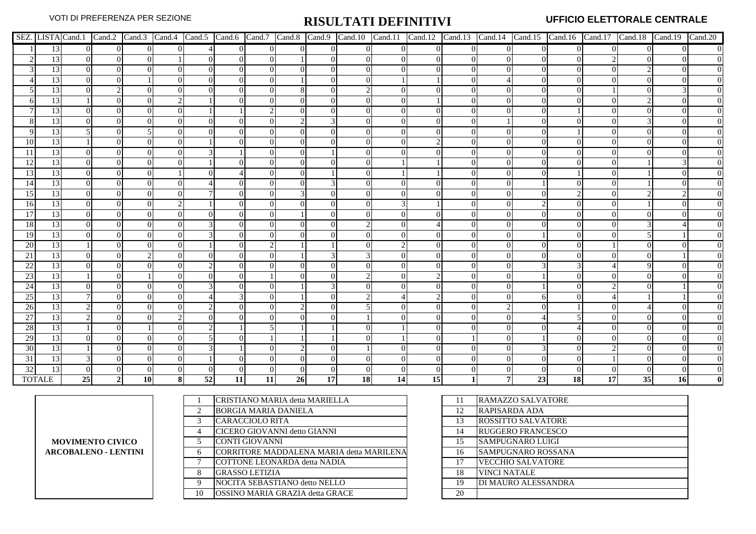VOTI DI PREFERENZA PER SEZIONE

# RISULTATI DEFINITIVI

**UFFICIO ELETTORALE CENTRALE**

| SEZ. | LISTA | Cand.1 | Cand.2 | Cand.3 | Cand.4 | Cand.5 | Cand.6 | Cand.7 | Cand.8 | Cand.9 | Cand.10 | Cand.11 | Cand.12 | Cand.13 | Cand.14 | Cand.15 | Cand.16 | Cand.17 | Cand.18 | Cand.19 | Cand.20 |
|---|---|---|---|---|---|---|---|---|---|---|---|---|---|---|---|---|---|---|---|---|---|
| 1 | 13 | 0 | 0 | 0 | 0 | 4 | 0 | 0 | 0 | 0 | 0 | 0 | 0 | 0 | 0 | 0 | 0 | 0 | 0 | 0 | 0 |
| 2 | 13 | 0 | 0 | 0 | 1 | 0 | 0 | 0 | 1 | 0 | 0 | 0 | 0 | 0 | 0 | 0 | 0 | 2 | 0 | 0 | 0 |
| 3 | 13 | 0 | 0 | 0 | 0 | 0 | 0 | 0 | 0 | 0 | 0 | 0 | 0 | 0 | 0 | 0 | 0 | 0 | 2 | 0 | 0 |
| 4 | 13 | 0 | 0 | 1 | 0 | 0 | 0 | 0 | 1 | 0 | 0 | 1 | 1 | 0 | 4 | 0 | 0 | 0 | 0 | 0 | 0 |
| 5 | 13 | 0 | 2 | 0 | 0 | 0 | 0 | 0 | 8 | 0 | 2 | 0 | 0 | 0 | 0 | 0 | 0 | 1 | 0 | 3 | 0 |
| 6 | 13 | 1 | 0 | 0 | 2 | 1 | 0 | 0 | 0 | 0 | 0 | 0 | 1 | 0 | 0 | 0 | 0 | 0 | 2 | 0 | 0 |
| 7 | 13 | 0 | 0 | 0 | 0 | 1 | 1 | 2 | 0 | 0 | 0 | 0 | 0 | 0 | 0 | 0 | 1 | 0 | 0 | 0 | 0 |
| 8 | 13 | 0 | 0 | 0 | 0 | 0 | 0 | 0 | 2 | 3 | 0 | 0 | 0 | 0 | 1 | 0 | 0 | 0 | 3 | 0 | 0 |
| 9 | 13 | 5 | 0 | 5 | 0 | 0 | 0 | 0 | 0 | 0 | 0 | 0 | 0 | 0 | 0 | 0 | 1 | 0 | 0 | 0 | 0 |
| 10 | 13 | 1 | 0 | 0 | 0 | 1 | 0 | 0 | 0 | 0 | 0 | 0 | 2 | 0 | 0 | 0 | 0 | 0 | 0 | 0 | 0 |
| 11 | 13 | 0 | 0 | 0 | 0 | 3 | 1 | 0 | 0 | 1 | 0 | 0 | 0 | 0 | 0 | 0 | 0 | 0 | 0 | 0 | 0 |
| 12 | 13 | 0 | 0 | 0 | 0 | 1 | 0 | 0 | 0 | 0 | 0 | 1 | 1 | 0 | 0 | 0 | 0 | 0 | 1 | 3 | 0 |
| 13 | 13 | 0 | 0 | 0 | 1 | 0 | 4 | 0 | 0 | 1 | 0 | 1 | 1 | 0 | 0 | 0 | 1 | 0 | 1 | 0 | 0 |
| 14 | 13 | 0 | 0 | 0 | 0 | 4 | 0 | 0 | 0 | 3 | 0 | 0 | 0 | 0 | 0 | 1 | 0 | 0 | 1 | 0 | 0 |
| 15 | 13 | 0 | 0 | 0 | 0 | 7 | 0 | 0 | 3 | 0 | 0 | 0 | 0 | 0 | 0 | 0 | 2 | 0 | 2 | 2 | 0 |
| 16 | 13 | 0 | 0 | 0 | 2 | 1 | 0 | 0 | 0 | 0 | 0 | 3 | 1 | 0 | 0 | 2 | 0 | 0 | 1 | 0 | 0 |
| 17 | 13 | 0 | 0 | 0 | 0 | 0 | 0 | 0 | 1 | 0 | 0 | 0 | 0 | 0 | 0 | 0 | 0 | 0 | 0 | 0 | 0 |
| 18 | 13 | 0 | 0 | 0 | 0 | 3 | 0 | 0 | 0 | 0 | 2 | 0 | 4 | 0 | 0 | 0 | 0 | 0 | 3 | 4 | 0 |
| 19 | 13 | 0 | 0 | 0 | 0 | 3 | 0 | 0 | 0 | 0 | 0 | 0 | 0 | 0 | 0 | 1 | 0 | 0 | 5 | 1 | 0 |
| 20 | 13 | 1 | 0 | 0 | 0 | 1 | 0 | 2 | 1 | 1 | 0 | 2 | 0 | 0 | 0 | 0 | 0 | 1 | 0 | 0 | 0 |
| 21 | 13 | 0 | 0 | 2 | 0 | 0 | 0 | 0 | 1 | 3 | 3 | 0 | 0 | 0 | 0 | 0 | 0 | 0 | 0 | 1 | 0 |
| 22 | 13 | 0 | 0 | 0 | 0 | 2 | 0 | 0 | 0 | 0 | 0 | 0 | 0 | 0 | 0 | 3 | 3 | 4 | 9 | 0 | 0 |
| 23 | 13 | 1 | 0 | 1 | 0 | 0 | 0 | 1 | 0 | 0 | 2 | 0 | 2 | 0 | 0 | 1 | 0 | 0 | 0 | 0 | 0 |
| 24 | 13 | 0 | 0 | 0 | 0 | 3 | 0 | 0 | 1 | 3 | 0 | 0 | 0 | 0 | 0 | 1 | 0 | 2 | 0 | 1 | 0 |
| 25 | 13 | 7 | 0 | 0 | 0 | 4 | 3 | 0 | 1 | 0 | 2 | 4 | 2 | 0 | 0 | 6 | 0 | 4 | 1 | 1 | 0 |
| 26 | 13 | 2 | 0 | 0 | 0 | 2 | 0 | 0 | 2 | 0 | 5 | 0 | 0 | 0 | 2 | 0 | 1 | 0 | 4 | 0 | 0 |
| 27 | 13 | 2 | 0 | 0 | 2 | 0 | 0 | 0 | 0 | 0 | 1 | 0 | 0 | 0 | 0 | 4 | 5 | 0 | 0 | 0 | 0 |
| 28 | 13 | 1 | 0 | 1 | 0 | 2 | 1 | 5 | 1 | 1 | 0 | 1 | 0 | 0 | 0 | 0 | 4 | 0 | 0 | 0 | 0 |
| 29 | 13 | 0 | 0 | 0 | 0 | 5 | 0 | 1 | 1 | 1 | 0 | 1 | 0 | 1 | 0 | 1 | 0 | 0 | 0 | 0 | 0 |
| 30 | 13 | 1 | 0 | 0 | 0 | 3 | 1 | 0 | 2 | 0 | 1 | 0 | 0 | 0 | 0 | 3 | 0 | 2 | 0 | 0 | 0 |
| 31 | 13 | 3 | 0 | 0 | 0 | 1 | 0 | 0 | 0 | 0 | 0 | 0 | 0 | 0 | 0 | 0 | 0 | 1 | 0 | 0 | 0 |
| 32 | 13 | 0 | 0 | 0 | 0 | 0 | 0 | 0 | 0 | 0 | 0 | 0 | 0 | 0 | 0 | 0 | 0 | 0 | 0 | 0 | 0 |
| **TOTALE** | | **25** | **2** | **10** | **8** | **52** | **11** | **11** | **26** | **17** | **18** | **14** | **15** | **1** | **7** | **23** | **18** | **17** | **35** | **16** | **0** |

**MOVIMENTO CIVICO ARCOBALENO - LENTINI**

| N. | Candidato | N. | Candidato |
|---|---|---|---|
| 1 | CRISTIANO MARIA detta MARIELLA | 11 | RAMAZZO SALVATORE |
| 2 | BORGIA MARIA DANIELA | 12 | RAPISARDA ADA |
| 3 | CARACCIOLO RITA | 13 | ROSSITTO SALVATORE |
| 4 | CICERO GIOVANNI detto GIANNI | 14 | RUGGERO FRANCESCO |
| 5 | CONTI GIOVANNI | 15 | SAMPUGNARO LUIGI |
| 6 | CORRITORE MADDALENA MARIA detta MARILENA | 16 | SAMPUGNARO ROSSANA |
| 7 | COTTONE LEONARDA detta NADIA | 17 | VECCHIO SALVATORE |
| 8 | GRASSO LETIZIA | 18 | VINCI NATALE |
| 9 | NOCITA SEBASTIANO detto NELLO | 19 | DI MAURO ALESSANDRA |
| 10 | OSSINO MARIA GRAZIA detta GRACE | 20 | |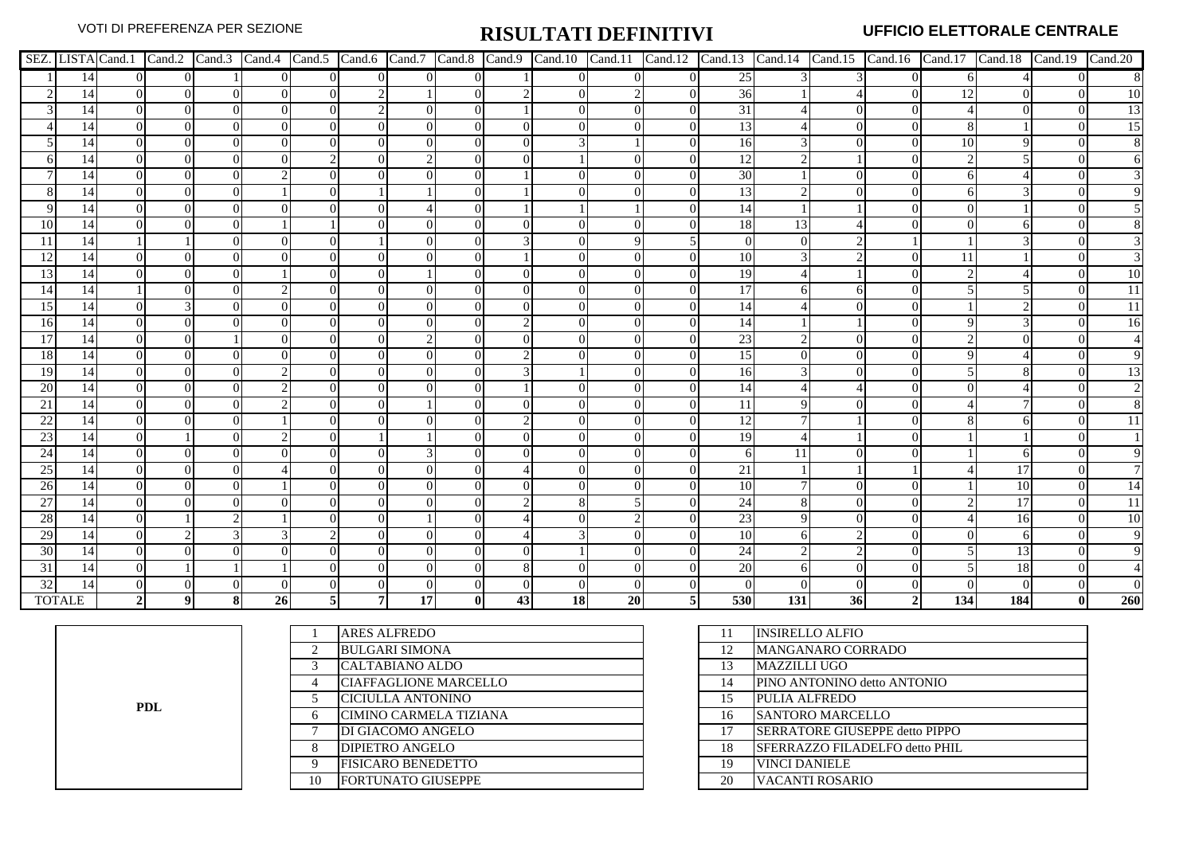VOTI DI PREFERENZA PER SEZIONE

# RISULTATI DEFINITIVI

**UFFICIO ELETTORALE CENTRALE**

| SEZ. | LISTA | Cand.1 | Cand.2 | Cand.3 | Cand.4 | Cand.5 | Cand.6 | Cand.7 | Cand.8 | Cand.9 | Cand.10 | Cand.11 | Cand.12 | Cand.13 | Cand.14 | Cand.15 | Cand.16 | Cand.17 | Cand.18 | Cand.19 | Cand.20 |
|---|---|---|---|---|---|---|---|---|---|---|---|---|---|---|---|---|---|---|---|---|---|
| 1 | 14 | 0 | 0 | 1 | 0 | 0 | 0 | 0 | 0 | 1 | 0 | 0 | 0 | 25 | 3 | 3 | 0 | 6 | 4 | 0 | 8 |
| 2 | 14 | 0 | 0 | 0 | 0 | 0 | 2 | 1 | 0 | 2 | 0 | 2 | 0 | 36 | 1 | 4 | 0 | 12 | 0 | 0 | 10 |
| 3 | 14 | 0 | 0 | 0 | 0 | 0 | 2 | 0 | 0 | 1 | 0 | 0 | 0 | 31 | 4 | 0 | 0 | 4 | 0 | 0 | 13 |
| 4 | 14 | 0 | 0 | 0 | 0 | 0 | 0 | 0 | 0 | 0 | 0 | 0 | 0 | 13 | 4 | 0 | 0 | 8 | 1 | 0 | 15 |
| 5 | 14 | 0 | 0 | 0 | 0 | 0 | 0 | 0 | 0 | 0 | 3 | 1 | 0 | 16 | 3 | 0 | 0 | 10 | 9 | 0 | 8 |
| 6 | 14 | 0 | 0 | 0 | 0 | 2 | 0 | 2 | 0 | 0 | 1 | 0 | 0 | 12 | 2 | 1 | 0 | 2 | 5 | 0 | 6 |
| 7 | 14 | 0 | 0 | 0 | 2 | 0 | 0 | 0 | 0 | 1 | 0 | 0 | 0 | 30 | 1 | 0 | 0 | 6 | 4 | 0 | 3 |
| 8 | 14 | 0 | 0 | 0 | 1 | 0 | 1 | 1 | 0 | 1 | 0 | 0 | 0 | 13 | 2 | 0 | 0 | 6 | 3 | 0 | 9 |
| 9 | 14 | 0 | 0 | 0 | 0 | 0 | 0 | 4 | 0 | 1 | 1 | 1 | 0 | 14 | 1 | 1 | 0 | 0 | 1 | 0 | 5 |
| 10 | 14 | 0 | 0 | 0 | 1 | 1 | 0 | 0 | 0 | 0 | 0 | 0 | 0 | 18 | 13 | 4 | 0 | 0 | 6 | 0 | 8 |
| 11 | 14 | 1 | 1 | 0 | 0 | 0 | 1 | 0 | 0 | 3 | 0 | 9 | 5 | 0 | 0 | 2 | 1 | 1 | 3 | 0 | 3 |
| 12 | 14 | 0 | 0 | 0 | 0 | 0 | 0 | 0 | 0 | 1 | 0 | 0 | 0 | 10 | 3 | 2 | 0 | 11 | 1 | 0 | 3 |
| 13 | 14 | 0 | 0 | 0 | 1 | 0 | 0 | 1 | 0 | 0 | 0 | 0 | 0 | 19 | 4 | 1 | 0 | 2 | 4 | 0 | 10 |
| 14 | 14 | 1 | 0 | 0 | 2 | 0 | 0 | 0 | 0 | 0 | 0 | 0 | 0 | 17 | 6 | 6 | 0 | 5 | 5 | 0 | 11 |
| 15 | 14 | 0 | 3 | 0 | 0 | 0 | 0 | 0 | 0 | 0 | 0 | 0 | 0 | 14 | 4 | 0 | 0 | 1 | 2 | 0 | 11 |
| 16 | 14 | 0 | 0 | 0 | 0 | 0 | 0 | 0 | 0 | 2 | 0 | 0 | 0 | 14 | 1 | 1 | 0 | 9 | 3 | 0 | 16 |
| 17 | 14 | 0 | 0 | 1 | 0 | 0 | 0 | 2 | 0 | 0 | 0 | 0 | 0 | 23 | 2 | 0 | 0 | 2 | 0 | 0 | 4 |
| 18 | 14 | 0 | 0 | 0 | 0 | 0 | 0 | 0 | 0 | 2 | 0 | 0 | 0 | 15 | 0 | 0 | 0 | 9 | 4 | 0 | 9 |
| 19 | 14 | 0 | 0 | 0 | 2 | 0 | 0 | 0 | 0 | 3 | 1 | 0 | 0 | 16 | 3 | 0 | 0 | 5 | 8 | 0 | 13 |
| 20 | 14 | 0 | 0 | 0 | 2 | 0 | 0 | 0 | 0 | 1 | 0 | 0 | 0 | 14 | 4 | 4 | 0 | 0 | 4 | 0 | 2 |
| 21 | 14 | 0 | 0 | 0 | 2 | 0 | 0 | 1 | 0 | 0 | 0 | 0 | 0 | 11 | 9 | 0 | 0 | 4 | 7 | 0 | 8 |
| 22 | 14 | 0 | 0 | 0 | 1 | 0 | 0 | 0 | 0 | 2 | 0 | 0 | 0 | 12 | 7 | 1 | 0 | 8 | 6 | 0 | 11 |
| 23 | 14 | 0 | 1 | 0 | 2 | 0 | 1 | 1 | 0 | 0 | 0 | 0 | 0 | 19 | 4 | 1 | 0 | 1 | 1 | 0 | 1 |
| 24 | 14 | 0 | 0 | 0 | 0 | 0 | 0 | 3 | 0 | 0 | 0 | 0 | 0 | 6 | 11 | 0 | 0 | 1 | 6 | 0 | 9 |
| 25 | 14 | 0 | 0 | 0 | 4 | 0 | 0 | 0 | 0 | 4 | 0 | 0 | 0 | 21 | 1 | 1 | 1 | 4 | 17 | 0 | 7 |
| 26 | 14 | 0 | 0 | 0 | 1 | 0 | 0 | 0 | 0 | 0 | 0 | 0 | 0 | 10 | 7 | 0 | 0 | 1 | 10 | 0 | 14 |
| 27 | 14 | 0 | 0 | 0 | 0 | 0 | 0 | 0 | 0 | 2 | 8 | 5 | 0 | 24 | 8 | 0 | 0 | 2 | 17 | 0 | 11 |
| 28 | 14 | 0 | 1 | 2 | 1 | 0 | 0 | 1 | 0 | 4 | 0 | 2 | 0 | 23 | 9 | 0 | 0 | 4 | 16 | 0 | 10 |
| 29 | 14 | 0 | 2 | 3 | 3 | 2 | 0 | 0 | 0 | 4 | 3 | 0 | 0 | 10 | 6 | 2 | 0 | 0 | 6 | 0 | 9 |
| 30 | 14 | 0 | 0 | 0 | 0 | 0 | 0 | 0 | 0 | 0 | 1 | 0 | 0 | 24 | 2 | 2 | 0 | 5 | 13 | 0 | 9 |
| 31 | 14 | 0 | 1 | 1 | 1 | 0 | 0 | 0 | 0 | 8 | 0 | 0 | 0 | 20 | 6 | 0 | 0 | 5 | 18 | 0 | 4 |
| 32 | 14 | 0 | 0 | 0 | 0 | 0 | 0 | 0 | 0 | 0 | 0 | 0 | 0 | 0 | 0 | 0 | 0 | 0 | 0 | 0 | 0 |
| TOTALE | | **2** | **9** | **8** | **26** | **5** | **7** | **17** | **0** | **43** | **18** | **20** | **5** | **530** | **131** | **36** | **2** | **134** | **184** | **0** | **260** |

**PDL**

| N. | Candidato |
|---|---|
| 1 | ARES ALFREDO |
| 2 | BULGARI SIMONA |
| 3 | CALTABIANO ALDO |
| 4 | CIAFFAGLIONE MARCELLO |
| 5 | CICIULLA ANTONINO |
| 6 | CIMINO CARMELA TIZIANA |
| 7 | DI GIACOMO ANGELO |
| 8 | DIPIETRO ANGELO |
| 9 | FISICARO BENEDETTO |
| 10 | FORTUNATO GIUSEPPE |

| N. | Candidato |
|---|---|
| 11 | INSIRELLO ALFIO |
| 12 | MANGANARO CORRADO |
| 13 | MAZZILLI UGO |
| 14 | PINO ANTONINO detto ANTONIO |
| 15 | PULIA ALFREDO |
| 16 | SANTORO MARCELLO |
| 17 | SERRATORE GIUSEPPE detto PIPPO |
| 18 | SFERRAZZO FILADELFO detto PHIL |
| 19 | VINCI DANIELE |
| 20 | VACANTI ROSARIO |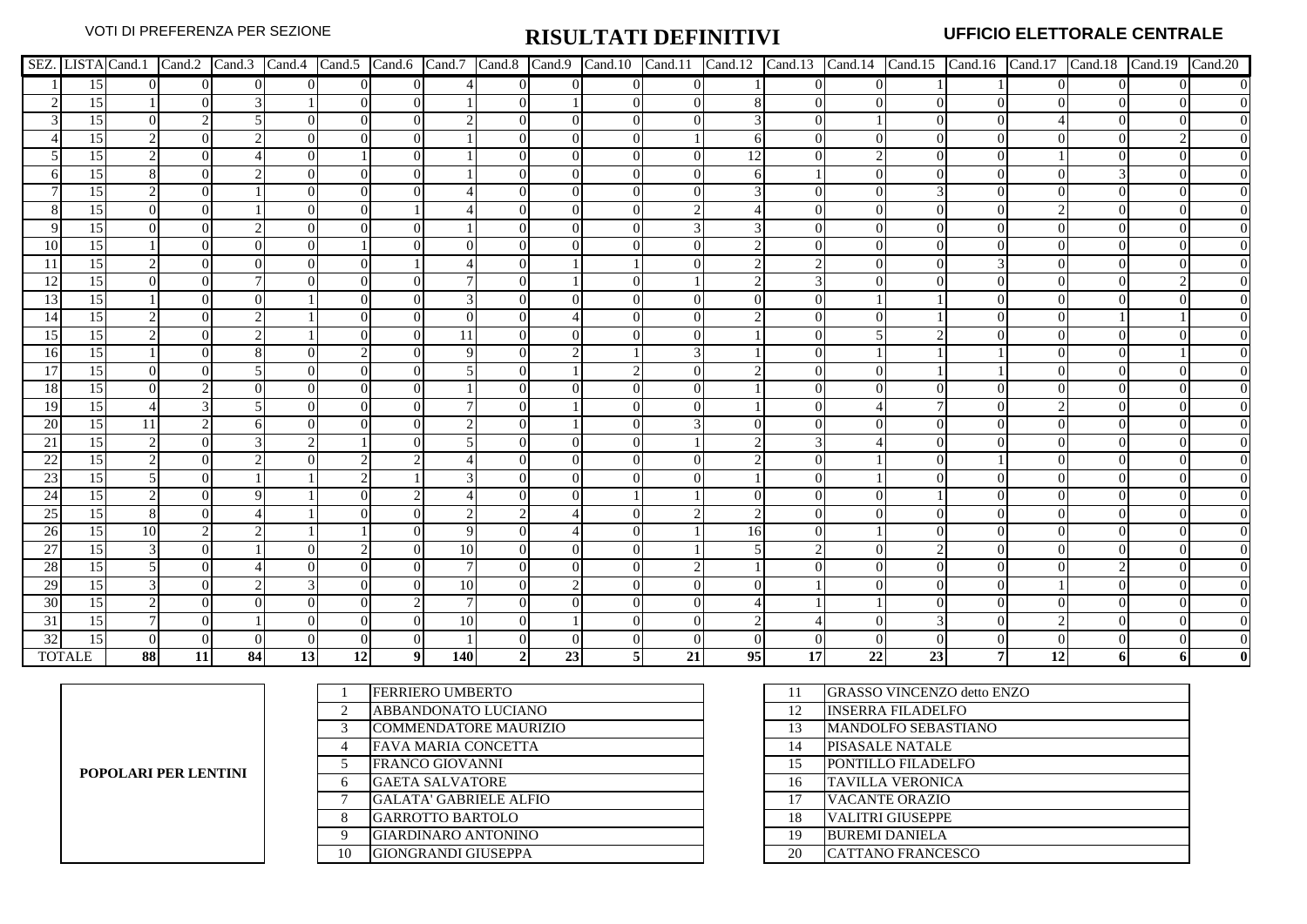VOTI DI PREFERENZA PER SEZIONE

# RISULTATI DEFINITIVI

UFFICIO ELETTORALE CENTRALE

| SEZ. | LISTA | Cand.1 | Cand.2 | Cand.3 | Cand.4 | Cand.5 | Cand.6 | Cand.7 | Cand.8 | Cand.9 | Cand.10 | Cand.11 | Cand.12 | Cand.13 | Cand.14 | Cand.15 | Cand.16 | Cand.17 | Cand.18 | Cand.19 | Cand.20 |
|---|---|---|---|---|---|---|---|---|---|---|---|---|---|---|---|---|---|---|---|---|---|
| 1 | 15 | 0 | 0 | 0 | 0 | 0 | 0 | 4 | 0 | 0 | 0 | 0 | 1 | 0 | 0 | 1 | 1 | 0 | 0 | 0 | 0 |
| 2 | 15 | 1 | 0 | 3 | 1 | 0 | 0 | 1 | 0 | 1 | 0 | 0 | 8 | 0 | 0 | 0 | 0 | 0 | 0 | 0 | 0 |
| 3 | 15 | 0 | 2 | 5 | 0 | 0 | 0 | 2 | 0 | 0 | 0 | 0 | 3 | 0 | 1 | 0 | 0 | 4 | 0 | 0 | 0 |
| 4 | 15 | 2 | 0 | 2 | 0 | 0 | 0 | 1 | 0 | 0 | 0 | 1 | 6 | 0 | 0 | 0 | 0 | 0 | 0 | 2 | 0 |
| 5 | 15 | 2 | 0 | 4 | 0 | 1 | 0 | 1 | 0 | 0 | 0 | 0 | 12 | 0 | 2 | 0 | 0 | 1 | 0 | 0 | 0 |
| 6 | 15 | 8 | 0 | 2 | 0 | 0 | 0 | 1 | 0 | 0 | 0 | 0 | 6 | 1 | 0 | 0 | 0 | 0 | 3 | 0 | 0 |
| 7 | 15 | 2 | 0 | 1 | 0 | 0 | 0 | 4 | 0 | 0 | 0 | 0 | 3 | 0 | 0 | 3 | 0 | 0 | 0 | 0 | 0 |
| 8 | 15 | 0 | 0 | 1 | 0 | 0 | 1 | 4 | 0 | 0 | 0 | 2 | 4 | 0 | 0 | 0 | 0 | 2 | 0 | 0 | 0 |
| 9 | 15 | 0 | 0 | 2 | 0 | 0 | 0 | 1 | 0 | 0 | 0 | 3 | 3 | 0 | 0 | 0 | 0 | 0 | 0 | 0 | 0 |
| 10 | 15 | 1 | 0 | 0 | 0 | 1 | 0 | 0 | 0 | 0 | 0 | 0 | 2 | 0 | 0 | 0 | 0 | 0 | 0 | 0 | 0 |
| 11 | 15 | 2 | 0 | 0 | 0 | 0 | 1 | 4 | 0 | 1 | 1 | 0 | 2 | 2 | 0 | 0 | 3 | 0 | 0 | 0 | 0 |
| 12 | 15 | 0 | 0 | 7 | 0 | 0 | 0 | 7 | 0 | 1 | 0 | 1 | 2 | 3 | 0 | 0 | 0 | 0 | 0 | 2 | 0 |
| 13 | 15 | 1 | 0 | 0 | 1 | 0 | 0 | 3 | 0 | 0 | 0 | 0 | 0 | 0 | 1 | 1 | 0 | 0 | 0 | 0 | 0 |
| 14 | 15 | 2 | 0 | 2 | 1 | 0 | 0 | 0 | 0 | 4 | 0 | 0 | 2 | 0 | 0 | 1 | 0 | 0 | 1 | 1 | 0 |
| 15 | 15 | 2 | 0 | 2 | 1 | 0 | 0 | 11 | 0 | 0 | 0 | 0 | 1 | 0 | 5 | 2 | 0 | 0 | 0 | 0 | 0 |
| 16 | 15 | 1 | 0 | 8 | 0 | 2 | 0 | 9 | 0 | 2 | 1 | 3 | 1 | 0 | 1 | 1 | 1 | 0 | 0 | 1 | 0 |
| 17 | 15 | 0 | 0 | 5 | 0 | 0 | 0 | 5 | 0 | 1 | 2 | 0 | 2 | 0 | 0 | 1 | 1 | 0 | 0 | 0 | 0 |
| 18 | 15 | 0 | 2 | 0 | 0 | 0 | 0 | 1 | 0 | 0 | 0 | 0 | 1 | 0 | 0 | 0 | 0 | 0 | 0 | 0 | 0 |
| 19 | 15 | 4 | 3 | 5 | 0 | 0 | 0 | 7 | 0 | 1 | 0 | 0 | 1 | 0 | 4 | 7 | 0 | 2 | 0 | 0 | 0 |
| 20 | 15 | 11 | 2 | 6 | 0 | 0 | 0 | 2 | 0 | 1 | 0 | 3 | 0 | 0 | 0 | 0 | 0 | 0 | 0 | 0 | 0 |
| 21 | 15 | 2 | 0 | 3 | 2 | 1 | 0 | 5 | 0 | 0 | 0 | 1 | 2 | 3 | 4 | 0 | 0 | 0 | 0 | 0 | 0 |
| 22 | 15 | 2 | 0 | 2 | 0 | 2 | 2 | 4 | 0 | 0 | 0 | 0 | 2 | 0 | 1 | 0 | 1 | 0 | 0 | 0 | 0 |
| 23 | 15 | 5 | 0 | 1 | 1 | 2 | 1 | 3 | 0 | 0 | 0 | 0 | 1 | 0 | 1 | 0 | 0 | 0 | 0 | 0 | 0 |
| 24 | 15 | 2 | 0 | 9 | 1 | 0 | 2 | 4 | 0 | 0 | 1 | 1 | 0 | 0 | 0 | 1 | 0 | 0 | 0 | 0 | 0 |
| 25 | 15 | 8 | 0 | 4 | 1 | 0 | 0 | 2 | 2 | 4 | 0 | 2 | 2 | 0 | 0 | 0 | 0 | 0 | 0 | 0 | 0 |
| 26 | 15 | 10 | 2 | 2 | 1 | 1 | 0 | 9 | 0 | 4 | 0 | 1 | 16 | 0 | 1 | 0 | 0 | 0 | 0 | 0 | 0 |
| 27 | 15 | 3 | 0 | 1 | 0 | 2 | 0 | 10 | 0 | 0 | 0 | 1 | 5 | 2 | 0 | 2 | 0 | 0 | 0 | 0 | 0 |
| 28 | 15 | 5 | 0 | 4 | 0 | 0 | 0 | 7 | 0 | 0 | 0 | 2 | 1 | 0 | 0 | 0 | 0 | 0 | 2 | 0 | 0 |
| 29 | 15 | 3 | 0 | 2 | 3 | 0 | 0 | 10 | 0 | 2 | 0 | 0 | 0 | 1 | 0 | 0 | 0 | 1 | 0 | 0 | 0 |
| 30 | 15 | 2 | 0 | 0 | 0 | 0 | 2 | 7 | 0 | 0 | 0 | 0 | 4 | 1 | 1 | 0 | 0 | 0 | 0 | 0 | 0 |
| 31 | 15 | 7 | 0 | 1 | 0 | 0 | 0 | 10 | 0 | 1 | 0 | 0 | 2 | 4 | 0 | 3 | 0 | 2 | 0 | 0 | 0 |
| 32 | 15 | 0 | 0 | 0 | 0 | 0 | 0 | 1 | 0 | 0 | 0 | 0 | 0 | 0 | 0 | 0 | 0 | 0 | 0 | 0 | 0 |
| **TOTALE** | | **88** | **11** | **84** | **13** | **12** | **9** | **140** | **2** | **23** | **5** | **21** | **95** | **17** | **22** | **23** | **7** | **12** | **6** | **6** | **0** |

**POPOLARI PER LENTINI**

| N. | Candidato | N. | Candidato |
|---|---|---|---|
| 1 | FERRIERO UMBERTO | 11 | GRASSO VINCENZO detto ENZO |
| 2 | ABBANDONATO LUCIANO | 12 | INSERRA FILADELFO |
| 3 | COMMENDATORE MAURIZIO | 13 | MANDOLFO SEBASTIANO |
| 4 | FAVA MARIA CONCETTA | 14 | PISASALE NATALE |
| 5 | FRANCO GIOVANNI | 15 | PONTILLO FILADELFO |
| 6 | GAETA SALVATORE | 16 | TAVILLA VERONICA |
| 7 | GALATA' GABRIELE ALFIO | 17 | VACANTE ORAZIO |
| 8 | GARROTTO BARTOLO | 18 | VALITRI GIUSEPPE |
| 9 | GIARDINARO ANTONINO | 19 | BUREMI DANIELA |
| 10 | GIONGRANDI GIUSEPPA | 20 | CATTANO FRANCESCO |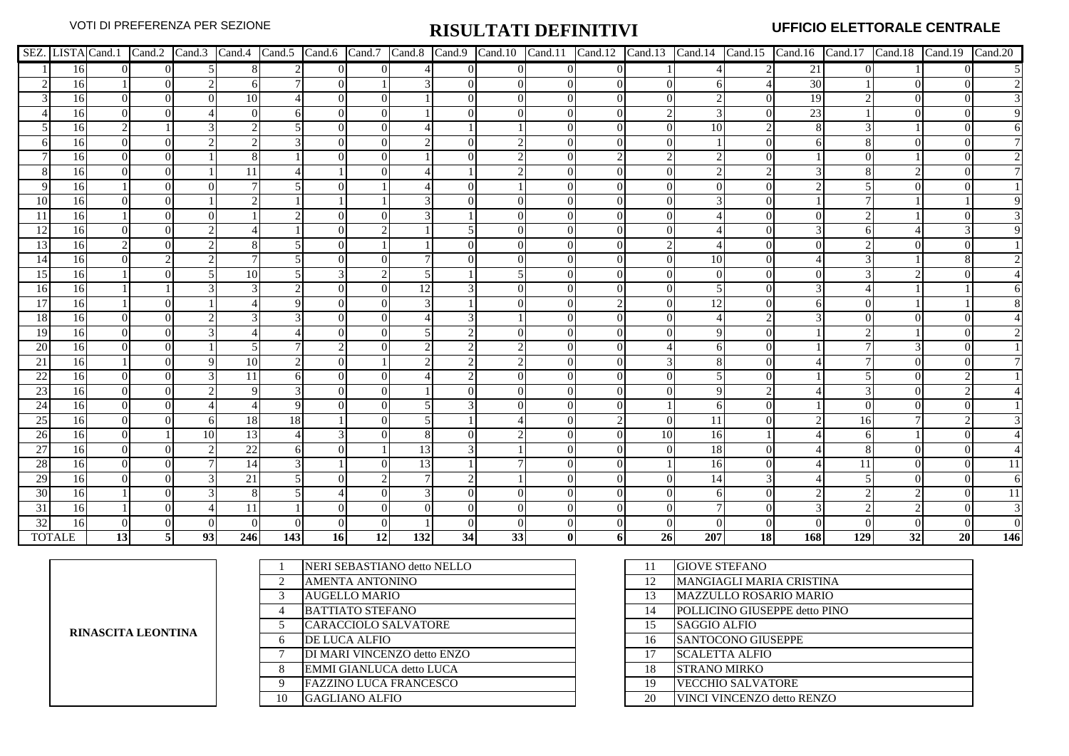VOTI DI PREFERENZA PER SEZIONE

# RISULTATI DEFINITIVI

**UFFICIO ELETTORALE CENTRALE**

| SEZ. | LISTA | Cand.1 | Cand.2 | Cand.3 | Cand.4 | Cand.5 | Cand.6 | Cand.7 | Cand.8 | Cand.9 | Cand.10 | Cand.11 | Cand.12 | Cand.13 | Cand.14 | Cand.15 | Cand.16 | Cand.17 | Cand.18 | Cand.19 | Cand.20 |
|---|---|---|---|---|---|---|---|---|---|---|---|---|---|---|---|---|---|---|---|---|---|
| 1 | 16 | 0 | 0 | 5 | 8 | 2 | 0 | 0 | 4 | 0 | 0 | 0 | 0 | 1 | 4 | 2 | 21 | 0 | 1 | 0 | 5 |
| 2 | 16 | 1 | 0 | 2 | 6 | 7 | 0 | 1 | 3 | 0 | 0 | 0 | 0 | 0 | 6 | 4 | 30 | 1 | 0 | 0 | 2 |
| 3 | 16 | 0 | 0 | 0 | 10 | 4 | 0 | 0 | 1 | 0 | 0 | 0 | 0 | 0 | 2 | 0 | 19 | 2 | 0 | 0 | 3 |
| 4 | 16 | 0 | 0 | 4 | 0 | 6 | 0 | 0 | 1 | 0 | 0 | 0 | 0 | 2 | 3 | 0 | 23 | 1 | 0 | 0 | 9 |
| 5 | 16 | 2 | 1 | 3 | 2 | 5 | 0 | 0 | 4 | 1 | 1 | 0 | 0 | 0 | 10 | 2 | 8 | 3 | 1 | 0 | 6 |
| 6 | 16 | 0 | 0 | 2 | 2 | 3 | 0 | 0 | 2 | 0 | 2 | 0 | 0 | 0 | 1 | 0 | 6 | 8 | 0 | 0 | 7 |
| 7 | 16 | 0 | 0 | 1 | 8 | 1 | 0 | 0 | 1 | 0 | 2 | 0 | 2 | 2 | 2 | 0 | 1 | 0 | 1 | 0 | 2 |
| 8 | 16 | 0 | 0 | 1 | 11 | 4 | 1 | 0 | 4 | 1 | 2 | 0 | 0 | 0 | 2 | 2 | 3 | 8 | 2 | 0 | 7 |
| 9 | 16 | 1 | 0 | 0 | 7 | 5 | 0 | 1 | 4 | 0 | 1 | 0 | 0 | 0 | 0 | 0 | 2 | 5 | 0 | 0 | 1 |
| 10 | 16 | 0 | 0 | 1 | 2 | 1 | 1 | 1 | 3 | 0 | 0 | 0 | 0 | 0 | 3 | 0 | 1 | 7 | 1 | 1 | 9 |
| 11 | 16 | 1 | 0 | 0 | 1 | 2 | 0 | 0 | 3 | 1 | 0 | 0 | 0 | 0 | 4 | 0 | 0 | 2 | 1 | 0 | 3 |
| 12 | 16 | 0 | 0 | 2 | 4 | 1 | 0 | 2 | 1 | 5 | 0 | 0 | 0 | 0 | 4 | 0 | 3 | 6 | 4 | 3 | 9 |
| 13 | 16 | 2 | 0 | 2 | 8 | 5 | 0 | 1 | 1 | 0 | 0 | 0 | 0 | 2 | 4 | 0 | 0 | 2 | 0 | 0 | 1 |
| 14 | 16 | 0 | 2 | 2 | 7 | 5 | 0 | 0 | 7 | 0 | 0 | 0 | 0 | 0 | 10 | 0 | 4 | 3 | 1 | 8 | 2 |
| 15 | 16 | 1 | 0 | 5 | 10 | 5 | 3 | 2 | 5 | 1 | 5 | 0 | 0 | 0 | 0 | 0 | 0 | 3 | 2 | 0 | 4 |
| 16 | 16 | 1 | 1 | 3 | 3 | 2 | 0 | 0 | 12 | 3 | 0 | 0 | 0 | 0 | 5 | 0 | 3 | 4 | 1 | 1 | 6 |
| 17 | 16 | 1 | 0 | 1 | 4 | 9 | 0 | 0 | 3 | 1 | 0 | 0 | 2 | 0 | 12 | 0 | 6 | 0 | 1 | 1 | 8 |
| 18 | 16 | 0 | 0 | 2 | 3 | 3 | 0 | 0 | 4 | 3 | 1 | 0 | 0 | 0 | 4 | 2 | 3 | 0 | 0 | 0 | 4 |
| 19 | 16 | 0 | 0 | 3 | 4 | 4 | 0 | 0 | 5 | 2 | 0 | 0 | 0 | 0 | 9 | 0 | 1 | 2 | 1 | 0 | 2 |
| 20 | 16 | 0 | 0 | 1 | 5 | 7 | 2 | 0 | 2 | 2 | 2 | 0 | 0 | 4 | 6 | 0 | 1 | 7 | 3 | 0 | 1 |
| 21 | 16 | 1 | 0 | 9 | 10 | 2 | 0 | 1 | 2 | 2 | 2 | 0 | 0 | 3 | 8 | 0 | 4 | 7 | 0 | 0 | 7 |
| 22 | 16 | 0 | 0 | 3 | 11 | 6 | 0 | 0 | 4 | 2 | 0 | 0 | 0 | 0 | 5 | 0 | 1 | 5 | 0 | 2 | 1 |
| 23 | 16 | 0 | 0 | 2 | 9 | 3 | 0 | 0 | 1 | 0 | 0 | 0 | 0 | 0 | 9 | 2 | 4 | 3 | 0 | 2 | 4 |
| 24 | 16 | 0 | 0 | 4 | 4 | 9 | 0 | 0 | 5 | 3 | 0 | 0 | 0 | 1 | 6 | 0 | 1 | 0 | 0 | 0 | 1 |
| 25 | 16 | 0 | 0 | 6 | 18 | 18 | 1 | 0 | 5 | 1 | 4 | 0 | 2 | 0 | 11 | 0 | 2 | 16 | 7 | 2 | 3 |
| 26 | 16 | 0 | 1 | 10 | 13 | 4 | 3 | 0 | 8 | 0 | 2 | 0 | 0 | 10 | 16 | 1 | 4 | 6 | 1 | 0 | 4 |
| 27 | 16 | 0 | 0 | 2 | 22 | 6 | 0 | 1 | 13 | 3 | 1 | 0 | 0 | 0 | 18 | 0 | 4 | 8 | 0 | 0 | 4 |
| 28 | 16 | 0 | 0 | 7 | 14 | 3 | 1 | 0 | 13 | 1 | 7 | 0 | 0 | 1 | 16 | 0 | 4 | 11 | 0 | 0 | 11 |
| 29 | 16 | 0 | 0 | 3 | 21 | 5 | 0 | 2 | 7 | 2 | 1 | 0 | 0 | 0 | 14 | 3 | 4 | 5 | 0 | 0 | 6 |
| 30 | 16 | 1 | 0 | 3 | 8 | 5 | 4 | 0 | 3 | 0 | 0 | 0 | 0 | 0 | 6 | 0 | 2 | 2 | 2 | 0 | 11 |
| 31 | 16 | 1 | 0 | 4 | 11 | 1 | 0 | 0 | 0 | 0 | 0 | 0 | 0 | 0 | 7 | 0 | 3 | 2 | 2 | 0 | 3 |
| 32 | 16 | 0 | 0 | 0 | 0 | 0 | 0 | 0 | 1 | 0 | 0 | 0 | 0 | 0 | 0 | 0 | 0 | 0 | 0 | 0 | 0 |
| TOTALE | | **13** | **5** | **93** | **246** | **143** | **16** | **12** | **132** | **34** | **33** | **0** | **6** | **26** | **207** | **18** | **168** | **129** | **32** | **20** | **146** |

**RINASCITA LEONTINA**

| | | | |
|---|---|---|---|
| 1 | NERI SEBASTIANO detto NELLO | 11 | GIOVE STEFANO |
| 2 | AMENTA ANTONINO | 12 | MANGIAGLI MARIA CRISTINA |
| 3 | AUGELLO MARIO | 13 | MAZZULLO ROSARIO MARIO |
| 4 | BATTIATO STEFANO | 14 | POLLICINO GIUSEPPE detto PINO |
| 5 | CARACCIOLO SALVATORE | 15 | SAGGIO ALFIO |
| 6 | DE LUCA ALFIO | 16 | SANTOCONO GIUSEPPE |
| 7 | DI MARI VINCENZO detto ENZO | 17 | SCALETTA ALFIO |
| 8 | EMMI GIANLUCA detto LUCA | 18 | STRANO MIRKO |
| 9 | FAZZINO LUCA FRANCESCO | 19 | VECCHIO SALVATORE |
| 10 | GAGLIANO ALFIO | 20 | VINCI VINCENZO detto RENZO |